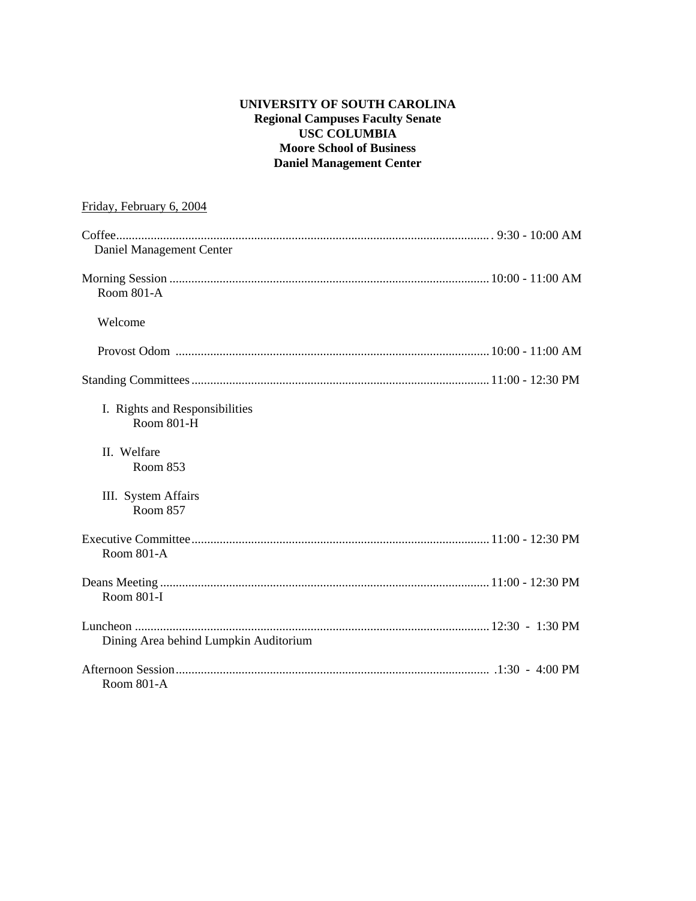**UNIVERSITY OF SOUTH CAROLINA**
**Regional Campuses Faculty Senate**
**USC COLUMBIA**
**Moore School of Business**
**Daniel Management Center**

<u>Friday, February 6, 2004</u>

Coffee........................................................................................................... 9:30 - 10:00 AM
Daniel Management Center

Morning Session ..................................................................................... 10:00 - 11:00 AM
Room 801-A

Welcome

Provost Odom .................................................................................... 10:00 - 11:00 AM

Standing Committees .............................................................................. 11:00 - 12:30 PM

I. Rights and Responsibilities
Room 801-H

II. Welfare
Room 853

III. System Affairs
Room 857

Executive Committee .............................................................................. 11:00 - 12:30 PM
Room 801-A

Deans Meeting ......................................................................................... 11:00 - 12:30 PM
Room 801-I

Luncheon ................................................................................................. 12:30 - 1:30 PM
Dining Area behind Lumpkin Auditorium

Afternoon Session.................................................................................... .1:30 - 4:00 PM
Room 801-A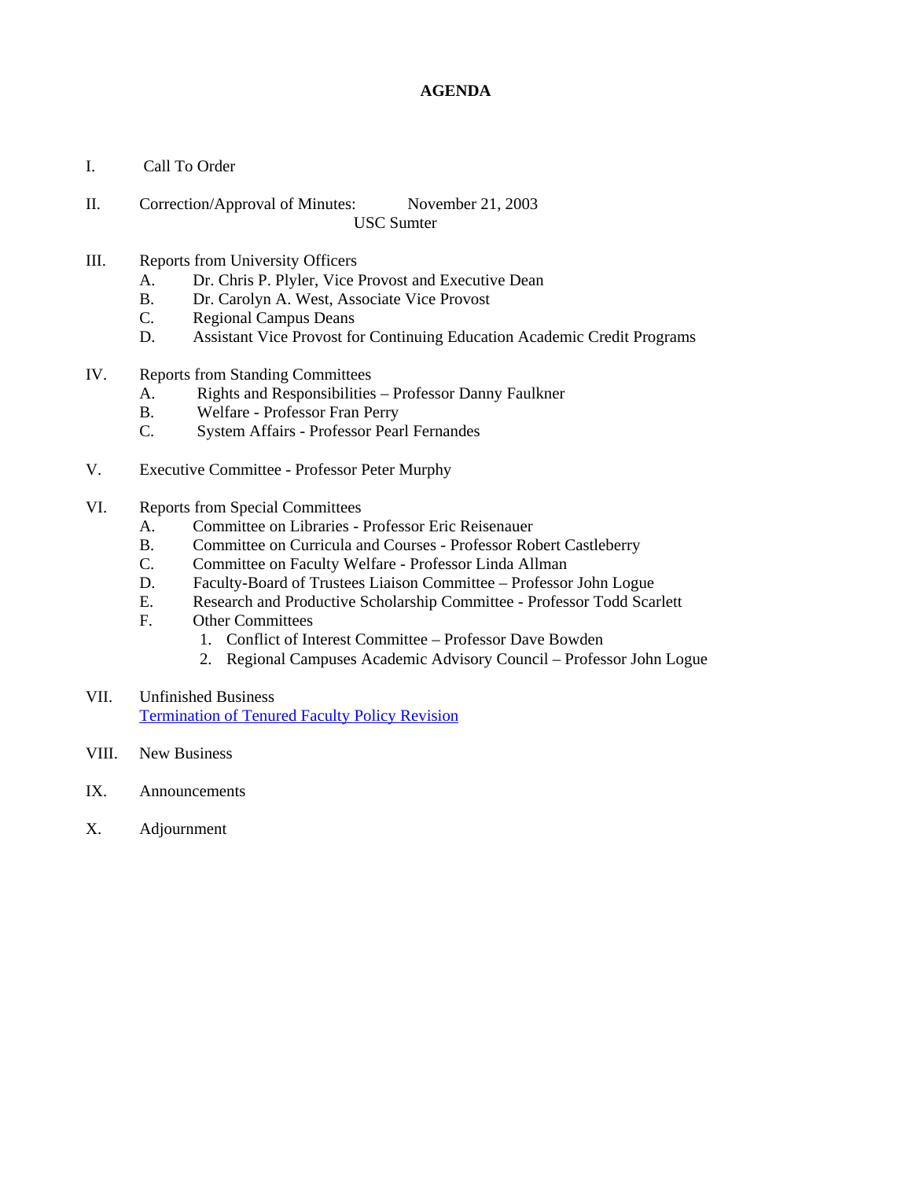# AGENDA

I. Call To Order

II. Correction/Approval of Minutes: November 21, 2003
USC Sumter

III. Reports from University Officers
   A. Dr. Chris P. Plyler, Vice Provost and Executive Dean
   B. Dr. Carolyn A. West, Associate Vice Provost
   C. Regional Campus Deans
   D. Assistant Vice Provost for Continuing Education Academic Credit Programs

IV. Reports from Standing Committees
   A. Rights and Responsibilities – Professor Danny Faulkner
   B. Welfare - Professor Fran Perry
   C. System Affairs - Professor Pearl Fernandes

V. Executive Committee - Professor Peter Murphy

VI. Reports from Special Committees
   A. Committee on Libraries - Professor Eric Reisenauer
   B. Committee on Curricula and Courses - Professor Robert Castleberry
   C. Committee on Faculty Welfare - Professor Linda Allman
   D. Faculty-Board of Trustees Liaison Committee – Professor John Logue
   E. Research and Productive Scholarship Committee - Professor Todd Scarlett
   F. Other Committees
      1. Conflict of Interest Committee – Professor Dave Bowden
      2. Regional Campuses Academic Advisory Council – Professor John Logue

VII. Unfinished Business
Termination of Tenured Faculty Policy Revision

VIII. New Business

IX. Announcements

X. Adjournment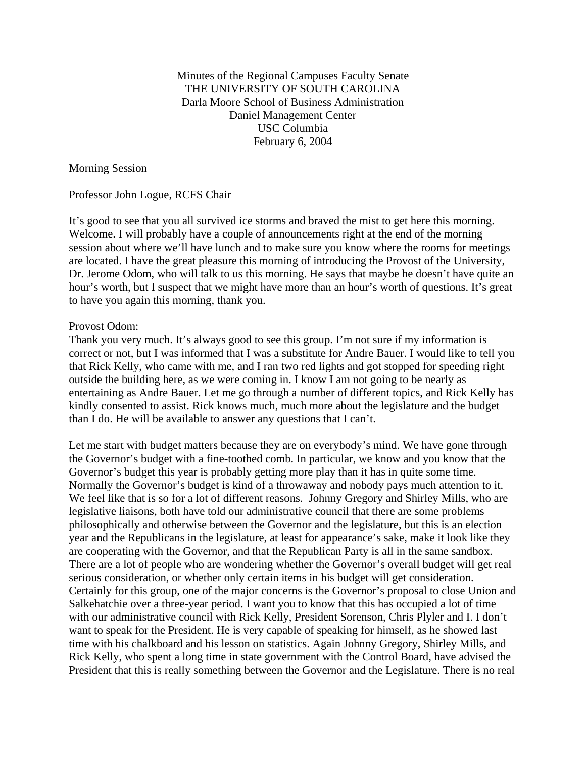Minutes of the Regional Campuses Faculty Senate
THE UNIVERSITY OF SOUTH CAROLINA
Darla Moore School of Business Administration
Daniel Management Center
USC Columbia
February 6, 2004

Morning Session

Professor John Logue, RCFS Chair

It's good to see that you all survived ice storms and braved the mist to get here this morning. Welcome. I will probably have a couple of announcements right at the end of the morning session about where we'll have lunch and to make sure you know where the rooms for meetings are located. I have the great pleasure this morning of introducing the Provost of the University, Dr. Jerome Odom, who will talk to us this morning. He says that maybe he doesn't have quite an hour's worth, but I suspect that we might have more than an hour's worth of questions. It's great to have you again this morning, thank you.

Provost Odom:
Thank you very much. It's always good to see this group. I'm not sure if my information is correct or not, but I was informed that I was a substitute for Andre Bauer. I would like to tell you that Rick Kelly, who came with me, and I ran two red lights and got stopped for speeding right outside the building here, as we were coming in. I know I am not going to be nearly as entertaining as Andre Bauer. Let me go through a number of different topics, and Rick Kelly has kindly consented to assist. Rick knows much, much more about the legislature and the budget than I do. He will be available to answer any questions that I can't.

Let me start with budget matters because they are on everybody's mind. We have gone through the Governor's budget with a fine-toothed comb. In particular, we know and you know that the Governor's budget this year is probably getting more play than it has in quite some time. Normally the Governor's budget is kind of a throwaway and nobody pays much attention to it. We feel like that is so for a lot of different reasons. Johnny Gregory and Shirley Mills, who are legislative liaisons, both have told our administrative council that there are some problems philosophically and otherwise between the Governor and the legislature, but this is an election year and the Republicans in the legislature, at least for appearance's sake, make it look like they are cooperating with the Governor, and that the Republican Party is all in the same sandbox. There are a lot of people who are wondering whether the Governor's overall budget will get real serious consideration, or whether only certain items in his budget will get consideration. Certainly for this group, one of the major concerns is the Governor's proposal to close Union and Salkehatchie over a three-year period. I want you to know that this has occupied a lot of time with our administrative council with Rick Kelly, President Sorenson, Chris Plyler and I. I don't want to speak for the President. He is very capable of speaking for himself, as he showed last time with his chalkboard and his lesson on statistics. Again Johnny Gregory, Shirley Mills, and Rick Kelly, who spent a long time in state government with the Control Board, have advised the President that this is really something between the Governor and the Legislature. There is no real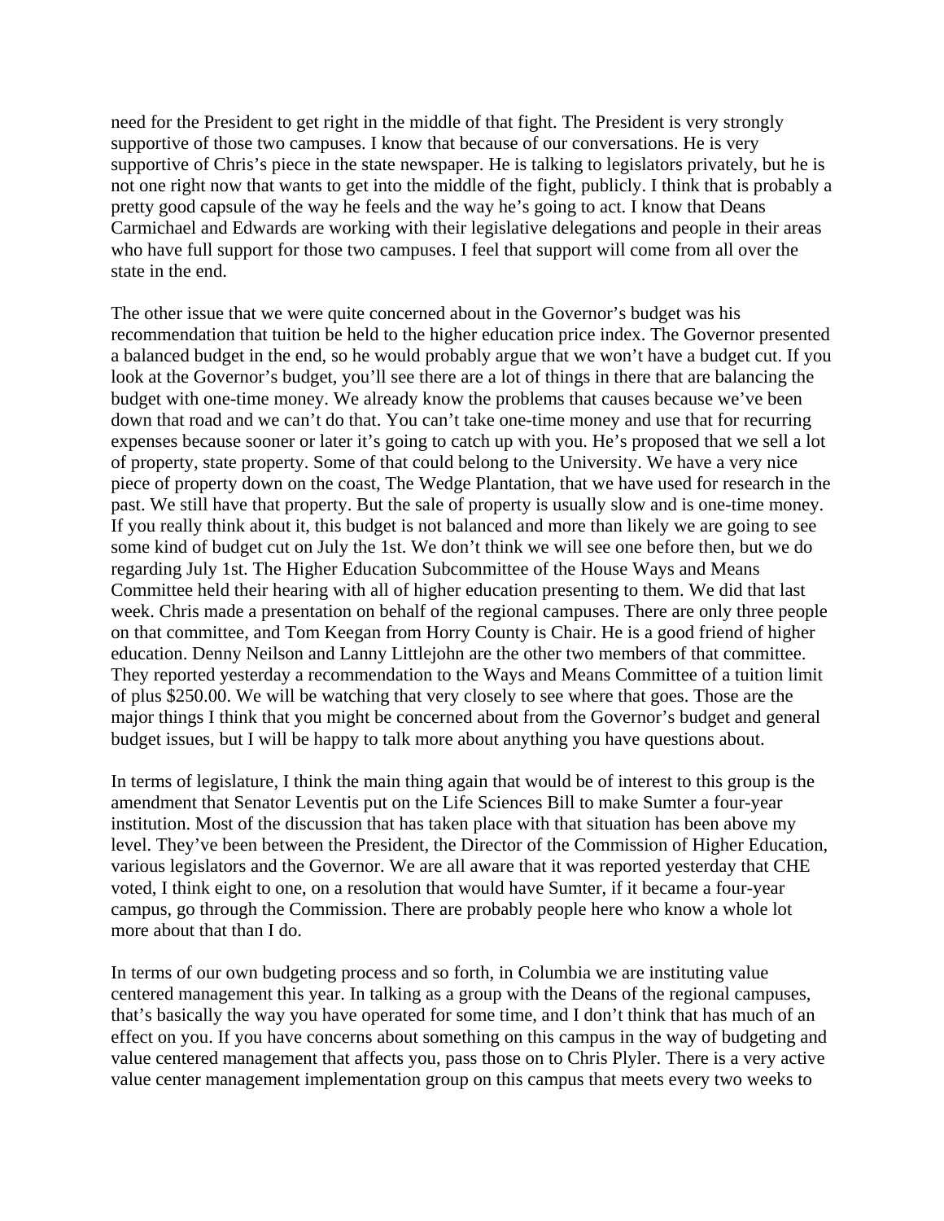need for the President to get right in the middle of that fight. The President is very strongly supportive of those two campuses. I know that because of our conversations. He is very supportive of Chris's piece in the state newspaper. He is talking to legislators privately, but he is not one right now that wants to get into the middle of the fight, publicly. I think that is probably a pretty good capsule of the way he feels and the way he's going to act. I know that Deans Carmichael and Edwards are working with their legislative delegations and people in their areas who have full support for those two campuses. I feel that support will come from all over the state in the end.

The other issue that we were quite concerned about in the Governor's budget was his recommendation that tuition be held to the higher education price index. The Governor presented a balanced budget in the end, so he would probably argue that we won't have a budget cut. If you look at the Governor's budget, you'll see there are a lot of things in there that are balancing the budget with one-time money. We already know the problems that causes because we've been down that road and we can't do that. You can't take one-time money and use that for recurring expenses because sooner or later it's going to catch up with you. He's proposed that we sell a lot of property, state property. Some of that could belong to the University. We have a very nice piece of property down on the coast, The Wedge Plantation, that we have used for research in the past. We still have that property. But the sale of property is usually slow and is one-time money. If you really think about it, this budget is not balanced and more than likely we are going to see some kind of budget cut on July the 1st. We don't think we will see one before then, but we do regarding July 1st. The Higher Education Subcommittee of the House Ways and Means Committee held their hearing with all of higher education presenting to them. We did that last week. Chris made a presentation on behalf of the regional campuses. There are only three people on that committee, and Tom Keegan from Horry County is Chair. He is a good friend of higher education. Denny Neilson and Lanny Littlejohn are the other two members of that committee. They reported yesterday a recommendation to the Ways and Means Committee of a tuition limit of plus $250.00. We will be watching that very closely to see where that goes. Those are the major things I think that you might be concerned about from the Governor's budget and general budget issues, but I will be happy to talk more about anything you have questions about.

In terms of legislature, I think the main thing again that would be of interest to this group is the amendment that Senator Leventis put on the Life Sciences Bill to make Sumter a four-year institution. Most of the discussion that has taken place with that situation has been above my level. They've been between the President, the Director of the Commission of Higher Education, various legislators and the Governor. We are all aware that it was reported yesterday that CHE voted, I think eight to one, on a resolution that would have Sumter, if it became a four-year campus, go through the Commission. There are probably people here who know a whole lot more about that than I do.

In terms of our own budgeting process and so forth, in Columbia we are instituting value centered management this year. In talking as a group with the Deans of the regional campuses, that's basically the way you have operated for some time, and I don't think that has much of an effect on you. If you have concerns about something on this campus in the way of budgeting and value centered management that affects you, pass those on to Chris Plyler. There is a very active value center management implementation group on this campus that meets every two weeks to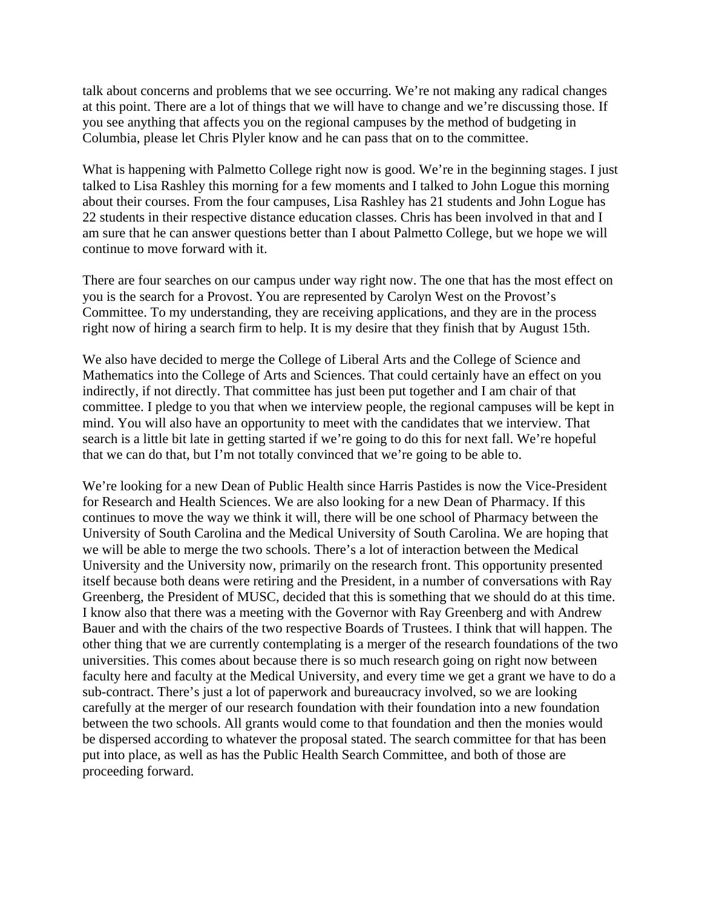talk about concerns and problems that we see occurring. We're not making any radical changes at this point. There are a lot of things that we will have to change and we're discussing those. If you see anything that affects you on the regional campuses by the method of budgeting in Columbia, please let Chris Plyler know and he can pass that on to the committee.

What is happening with Palmetto College right now is good. We're in the beginning stages. I just talked to Lisa Rashley this morning for a few moments and I talked to John Logue this morning about their courses. From the four campuses, Lisa Rashley has 21 students and John Logue has 22 students in their respective distance education classes. Chris has been involved in that and I am sure that he can answer questions better than I about Palmetto College, but we hope we will continue to move forward with it.

There are four searches on our campus under way right now. The one that has the most effect on you is the search for a Provost. You are represented by Carolyn West on the Provost's Committee. To my understanding, they are receiving applications, and they are in the process right now of hiring a search firm to help. It is my desire that they finish that by August 15th.

We also have decided to merge the College of Liberal Arts and the College of Science and Mathematics into the College of Arts and Sciences. That could certainly have an effect on you indirectly, if not directly. That committee has just been put together and I am chair of that committee. I pledge to you that when we interview people, the regional campuses will be kept in mind. You will also have an opportunity to meet with the candidates that we interview. That search is a little bit late in getting started if we're going to do this for next fall. We're hopeful that we can do that, but I'm not totally convinced that we're going to be able to.

We're looking for a new Dean of Public Health since Harris Pastides is now the Vice-President for Research and Health Sciences. We are also looking for a new Dean of Pharmacy. If this continues to move the way we think it will, there will be one school of Pharmacy between the University of South Carolina and the Medical University of South Carolina. We are hoping that we will be able to merge the two schools. There's a lot of interaction between the Medical University and the University now, primarily on the research front. This opportunity presented itself because both deans were retiring and the President, in a number of conversations with Ray Greenberg, the President of MUSC, decided that this is something that we should do at this time. I know also that there was a meeting with the Governor with Ray Greenberg and with Andrew Bauer and with the chairs of the two respective Boards of Trustees. I think that will happen. The other thing that we are currently contemplating is a merger of the research foundations of the two universities. This comes about because there is so much research going on right now between faculty here and faculty at the Medical University, and every time we get a grant we have to do a sub-contract. There's just a lot of paperwork and bureaucracy involved, so we are looking carefully at the merger of our research foundation with their foundation into a new foundation between the two schools. All grants would come to that foundation and then the monies would be dispersed according to whatever the proposal stated. The search committee for that has been put into place, as well as has the Public Health Search Committee, and both of those are proceeding forward.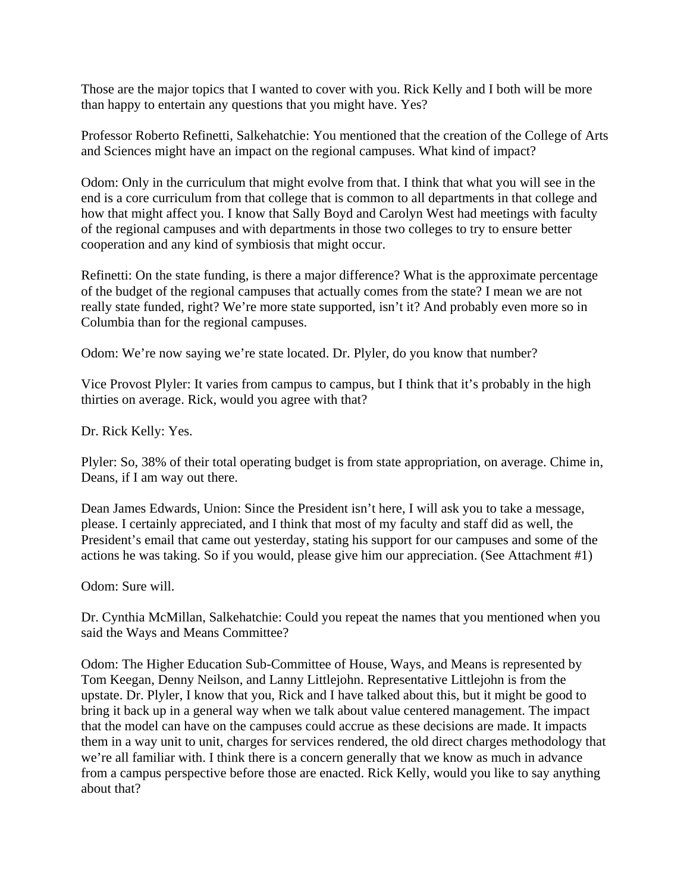Those are the major topics that I wanted to cover with you. Rick Kelly and I both will be more than happy to entertain any questions that you might have. Yes?

Professor Roberto Refinetti, Salkehatchie: You mentioned that the creation of the College of Arts and Sciences might have an impact on the regional campuses. What kind of impact?

Odom: Only in the curriculum that might evolve from that. I think that what you will see in the end is a core curriculum from that college that is common to all departments in that college and how that might affect you. I know that Sally Boyd and Carolyn West had meetings with faculty of the regional campuses and with departments in those two colleges to try to ensure better cooperation and any kind of symbiosis that might occur.

Refinetti: On the state funding, is there a major difference? What is the approximate percentage of the budget of the regional campuses that actually comes from the state? I mean we are not really state funded, right? We're more state supported, isn't it? And probably even more so in Columbia than for the regional campuses.

Odom: We're now saying we're state located. Dr. Plyler, do you know that number?

Vice Provost Plyler: It varies from campus to campus, but I think that it's probably in the high thirties on average. Rick, would you agree with that?

Dr. Rick Kelly: Yes.

Plyler: So, 38% of their total operating budget is from state appropriation, on average. Chime in, Deans, if I am way out there.

Dean James Edwards, Union: Since the President isn't here, I will ask you to take a message, please. I certainly appreciated, and I think that most of my faculty and staff did as well, the President's email that came out yesterday, stating his support for our campuses and some of the actions he was taking. So if you would, please give him our appreciation. (See Attachment #1)

Odom: Sure will.

Dr. Cynthia McMillan, Salkehatchie: Could you repeat the names that you mentioned when you said the Ways and Means Committee?

Odom: The Higher Education Sub-Committee of House, Ways, and Means is represented by Tom Keegan, Denny Neilson, and Lanny Littlejohn. Representative Littlejohn is from the upstate. Dr. Plyler, I know that you, Rick and I have talked about this, but it might be good to bring it back up in a general way when we talk about value centered management. The impact that the model can have on the campuses could accrue as these decisions are made. It impacts them in a way unit to unit, charges for services rendered, the old direct charges methodology that we're all familiar with. I think there is a concern generally that we know as much in advance from a campus perspective before those are enacted. Rick Kelly, would you like to say anything about that?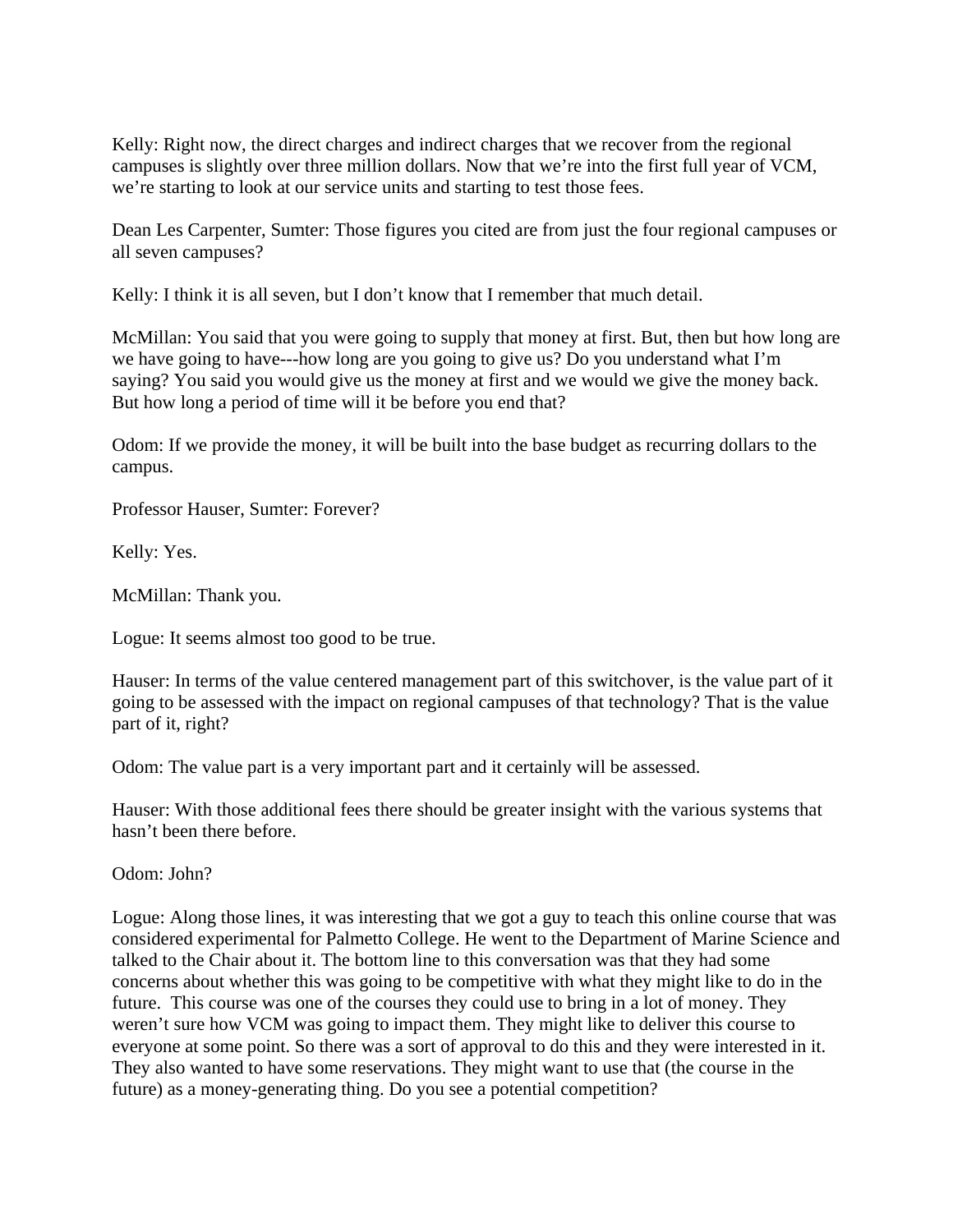Kelly: Right now, the direct charges and indirect charges that we recover from the regional campuses is slightly over three million dollars. Now that we're into the first full year of VCM, we're starting to look at our service units and starting to test those fees.

Dean Les Carpenter, Sumter: Those figures you cited are from just the four regional campuses or all seven campuses?

Kelly: I think it is all seven, but I don't know that I remember that much detail.

McMillan: You said that you were going to supply that money at first. But, then but how long are we have going to have---how long are you going to give us? Do you understand what I'm saying? You said you would give us the money at first and we would we give the money back. But how long a period of time will it be before you end that?

Odom: If we provide the money, it will be built into the base budget as recurring dollars to the campus.

Professor Hauser, Sumter: Forever?

Kelly: Yes.

McMillan: Thank you.

Logue: It seems almost too good to be true.

Hauser: In terms of the value centered management part of this switchover, is the value part of it going to be assessed with the impact on regional campuses of that technology? That is the value part of it, right?

Odom: The value part is a very important part and it certainly will be assessed.

Hauser: With those additional fees there should be greater insight with the various systems that hasn't been there before.

Odom: John?

Logue: Along those lines, it was interesting that we got a guy to teach this online course that was considered experimental for Palmetto College. He went to the Department of Marine Science and talked to the Chair about it. The bottom line to this conversation was that they had some concerns about whether this was going to be competitive with what they might like to do in the future. This course was one of the courses they could use to bring in a lot of money. They weren't sure how VCM was going to impact them. They might like to deliver this course to everyone at some point. So there was a sort of approval to do this and they were interested in it. They also wanted to have some reservations. They might want to use that (the course in the future) as a money-generating thing. Do you see a potential competition?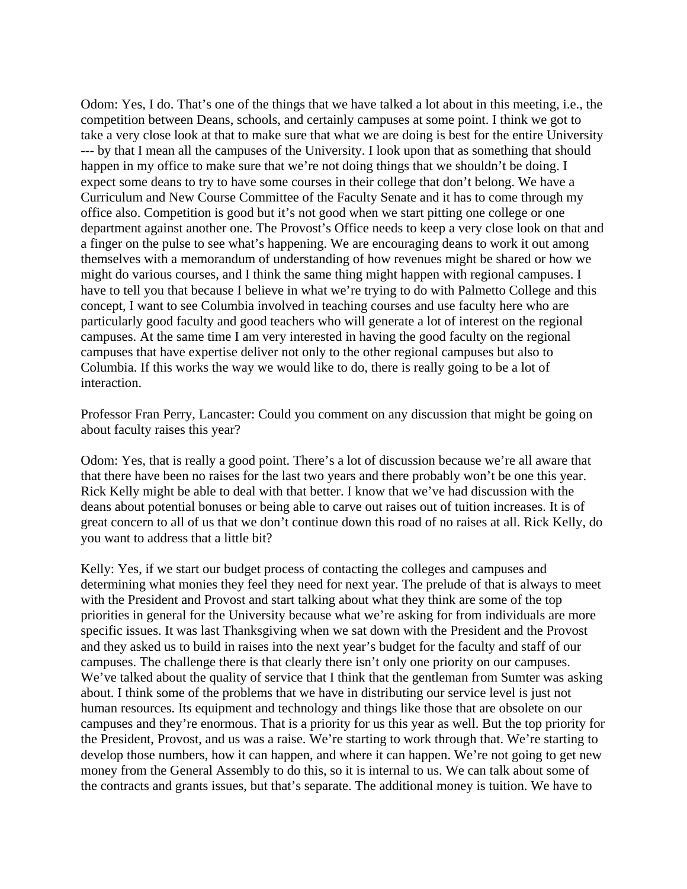Odom: Yes, I do. That's one of the things that we have talked a lot about in this meeting, i.e., the competition between Deans, schools, and certainly campuses at some point. I think we got to take a very close look at that to make sure that what we are doing is best for the entire University --- by that I mean all the campuses of the University. I look upon that as something that should happen in my office to make sure that we're not doing things that we shouldn't be doing. I expect some deans to try to have some courses in their college that don't belong. We have a Curriculum and New Course Committee of the Faculty Senate and it has to come through my office also. Competition is good but it's not good when we start pitting one college or one department against another one. The Provost's Office needs to keep a very close look on that and a finger on the pulse to see what's happening. We are encouraging deans to work it out among themselves with a memorandum of understanding of how revenues might be shared or how we might do various courses, and I think the same thing might happen with regional campuses. I have to tell you that because I believe in what we're trying to do with Palmetto College and this concept, I want to see Columbia involved in teaching courses and use faculty here who are particularly good faculty and good teachers who will generate a lot of interest on the regional campuses. At the same time I am very interested in having the good faculty on the regional campuses that have expertise deliver not only to the other regional campuses but also to Columbia. If this works the way we would like to do, there is really going to be a lot of interaction.

Professor Fran Perry, Lancaster: Could you comment on any discussion that might be going on about faculty raises this year?

Odom: Yes, that is really a good point. There's a lot of discussion because we're all aware that that there have been no raises for the last two years and there probably won't be one this year. Rick Kelly might be able to deal with that better. I know that we've had discussion with the deans about potential bonuses or being able to carve out raises out of tuition increases. It is of great concern to all of us that we don't continue down this road of no raises at all. Rick Kelly, do you want to address that a little bit?

Kelly: Yes, if we start our budget process of contacting the colleges and campuses and determining what monies they feel they need for next year. The prelude of that is always to meet with the President and Provost and start talking about what they think are some of the top priorities in general for the University because what we're asking for from individuals are more specific issues. It was last Thanksgiving when we sat down with the President and the Provost and they asked us to build in raises into the next year's budget for the faculty and staff of our campuses. The challenge there is that clearly there isn't only one priority on our campuses. We've talked about the quality of service that I think that the gentleman from Sumter was asking about. I think some of the problems that we have in distributing our service level is just not human resources. Its equipment and technology and things like those that are obsolete on our campuses and they're enormous. That is a priority for us this year as well. But the top priority for the President, Provost, and us was a raise. We're starting to work through that. We're starting to develop those numbers, how it can happen, and where it can happen. We're not going to get new money from the General Assembly to do this, so it is internal to us. We can talk about some of the contracts and grants issues, but that's separate. The additional money is tuition. We have to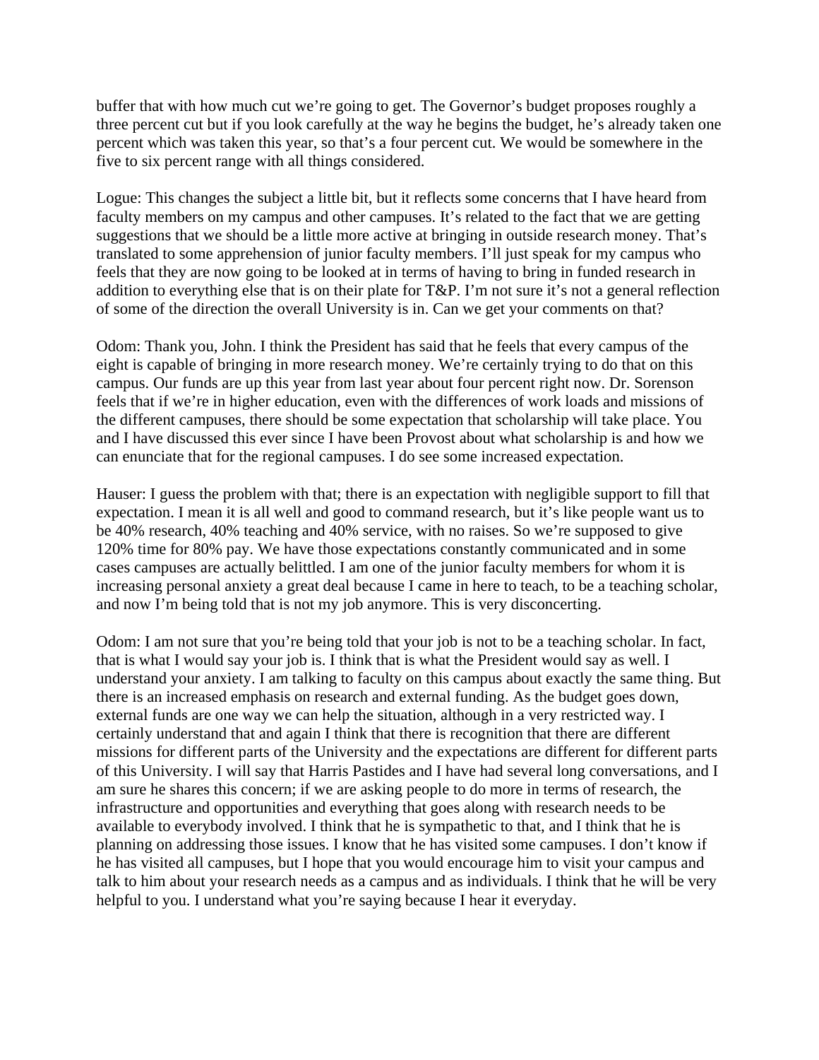buffer that with how much cut we're going to get. The Governor's budget proposes roughly a three percent cut but if you look carefully at the way he begins the budget, he's already taken one percent which was taken this year, so that's a four percent cut. We would be somewhere in the five to six percent range with all things considered.

Logue: This changes the subject a little bit, but it reflects some concerns that I have heard from faculty members on my campus and other campuses. It's related to the fact that we are getting suggestions that we should be a little more active at bringing in outside research money. That's translated to some apprehension of junior faculty members. I'll just speak for my campus who feels that they are now going to be looked at in terms of having to bring in funded research in addition to everything else that is on their plate for T&P. I'm not sure it's not a general reflection of some of the direction the overall University is in. Can we get your comments on that?

Odom: Thank you, John. I think the President has said that he feels that every campus of the eight is capable of bringing in more research money. We're certainly trying to do that on this campus. Our funds are up this year from last year about four percent right now. Dr. Sorenson feels that if we're in higher education, even with the differences of work loads and missions of the different campuses, there should be some expectation that scholarship will take place. You and I have discussed this ever since I have been Provost about what scholarship is and how we can enunciate that for the regional campuses. I do see some increased expectation.

Hauser: I guess the problem with that; there is an expectation with negligible support to fill that expectation. I mean it is all well and good to command research, but it's like people want us to be 40% research, 40% teaching and 40% service, with no raises. So we're supposed to give 120% time for 80% pay. We have those expectations constantly communicated and in some cases campuses are actually belittled. I am one of the junior faculty members for whom it is increasing personal anxiety a great deal because I came in here to teach, to be a teaching scholar, and now I'm being told that is not my job anymore. This is very disconcerting.

Odom: I am not sure that you're being told that your job is not to be a teaching scholar. In fact, that is what I would say your job is. I think that is what the President would say as well. I understand your anxiety. I am talking to faculty on this campus about exactly the same thing. But there is an increased emphasis on research and external funding. As the budget goes down, external funds are one way we can help the situation, although in a very restricted way. I certainly understand that and again I think that there is recognition that there are different missions for different parts of the University and the expectations are different for different parts of this University. I will say that Harris Pastides and I have had several long conversations, and I am sure he shares this concern; if we are asking people to do more in terms of research, the infrastructure and opportunities and everything that goes along with research needs to be available to everybody involved. I think that he is sympathetic to that, and I think that he is planning on addressing those issues. I know that he has visited some campuses. I don't know if he has visited all campuses, but I hope that you would encourage him to visit your campus and talk to him about your research needs as a campus and as individuals. I think that he will be very helpful to you. I understand what you're saying because I hear it everyday.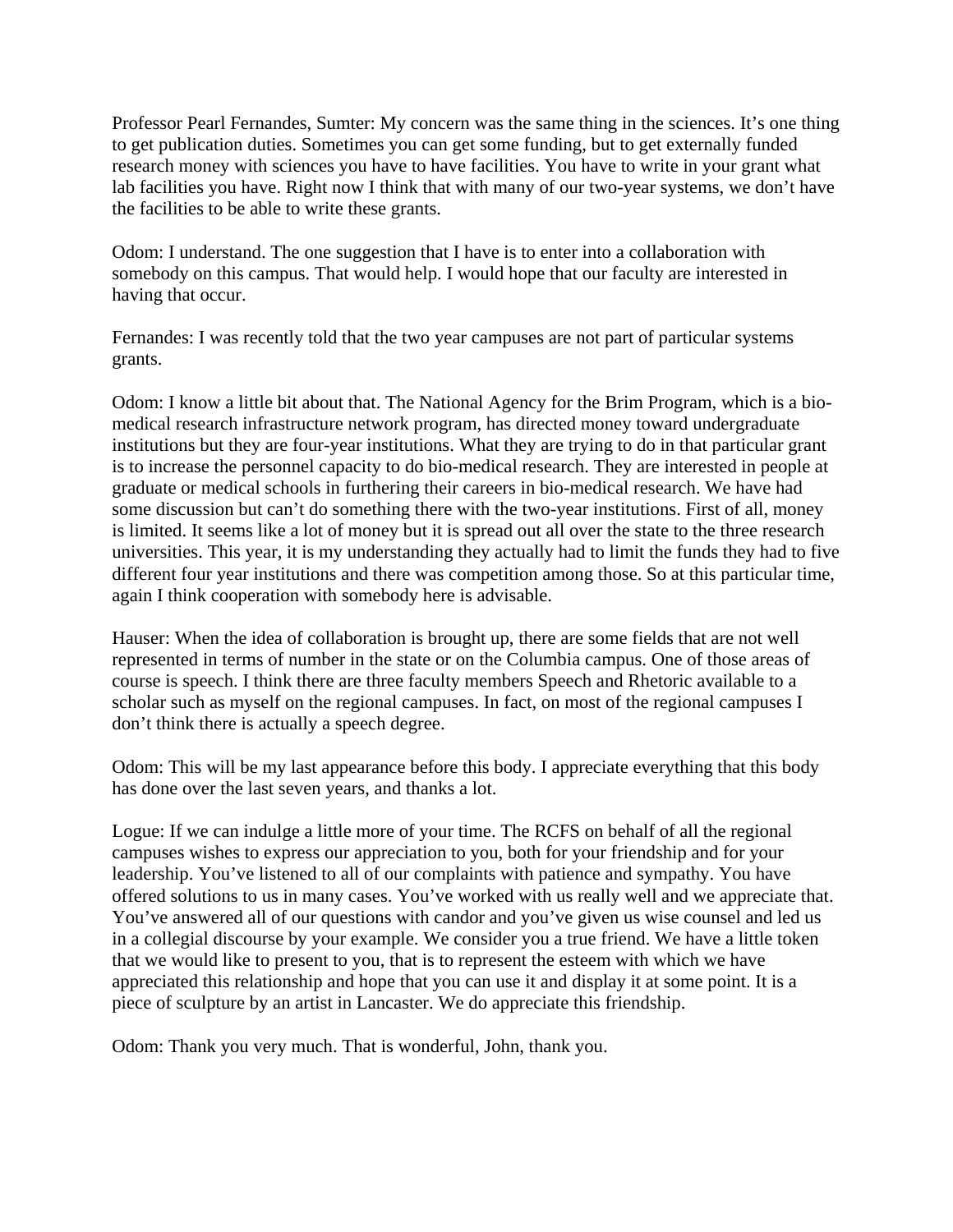Professor Pearl Fernandes, Sumter: My concern was the same thing in the sciences. It's one thing to get publication duties. Sometimes you can get some funding, but to get externally funded research money with sciences you have to have facilities. You have to write in your grant what lab facilities you have. Right now I think that with many of our two-year systems, we don't have the facilities to be able to write these grants.

Odom: I understand. The one suggestion that I have is to enter into a collaboration with somebody on this campus. That would help. I would hope that our faculty are interested in having that occur.

Fernandes: I was recently told that the two year campuses are not part of particular systems grants.

Odom: I know a little bit about that. The National Agency for the Brim Program, which is a bio-medical research infrastructure network program, has directed money toward undergraduate institutions but they are four-year institutions. What they are trying to do in that particular grant is to increase the personnel capacity to do bio-medical research. They are interested in people at graduate or medical schools in furthering their careers in bio-medical research. We have had some discussion but can't do something there with the two-year institutions. First of all, money is limited. It seems like a lot of money but it is spread out all over the state to the three research universities. This year, it is my understanding they actually had to limit the funds they had to five different four year institutions and there was competition among those. So at this particular time, again I think cooperation with somebody here is advisable.

Hauser: When the idea of collaboration is brought up, there are some fields that are not well represented in terms of number in the state or on the Columbia campus. One of those areas of course is speech. I think there are three faculty members Speech and Rhetoric available to a scholar such as myself on the regional campuses. In fact, on most of the regional campuses I don't think there is actually a speech degree.

Odom: This will be my last appearance before this body. I appreciate everything that this body has done over the last seven years, and thanks a lot.

Logue: If we can indulge a little more of your time. The RCFS on behalf of all the regional campuses wishes to express our appreciation to you, both for your friendship and for your leadership. You've listened to all of our complaints with patience and sympathy. You have offered solutions to us in many cases. You've worked with us really well and we appreciate that. You've answered all of our questions with candor and you've given us wise counsel and led us in a collegial discourse by your example. We consider you a true friend. We have a little token that we would like to present to you, that is to represent the esteem with which we have appreciated this relationship and hope that you can use it and display it at some point. It is a piece of sculpture by an artist in Lancaster. We do appreciate this friendship.

Odom: Thank you very much. That is wonderful, John, thank you.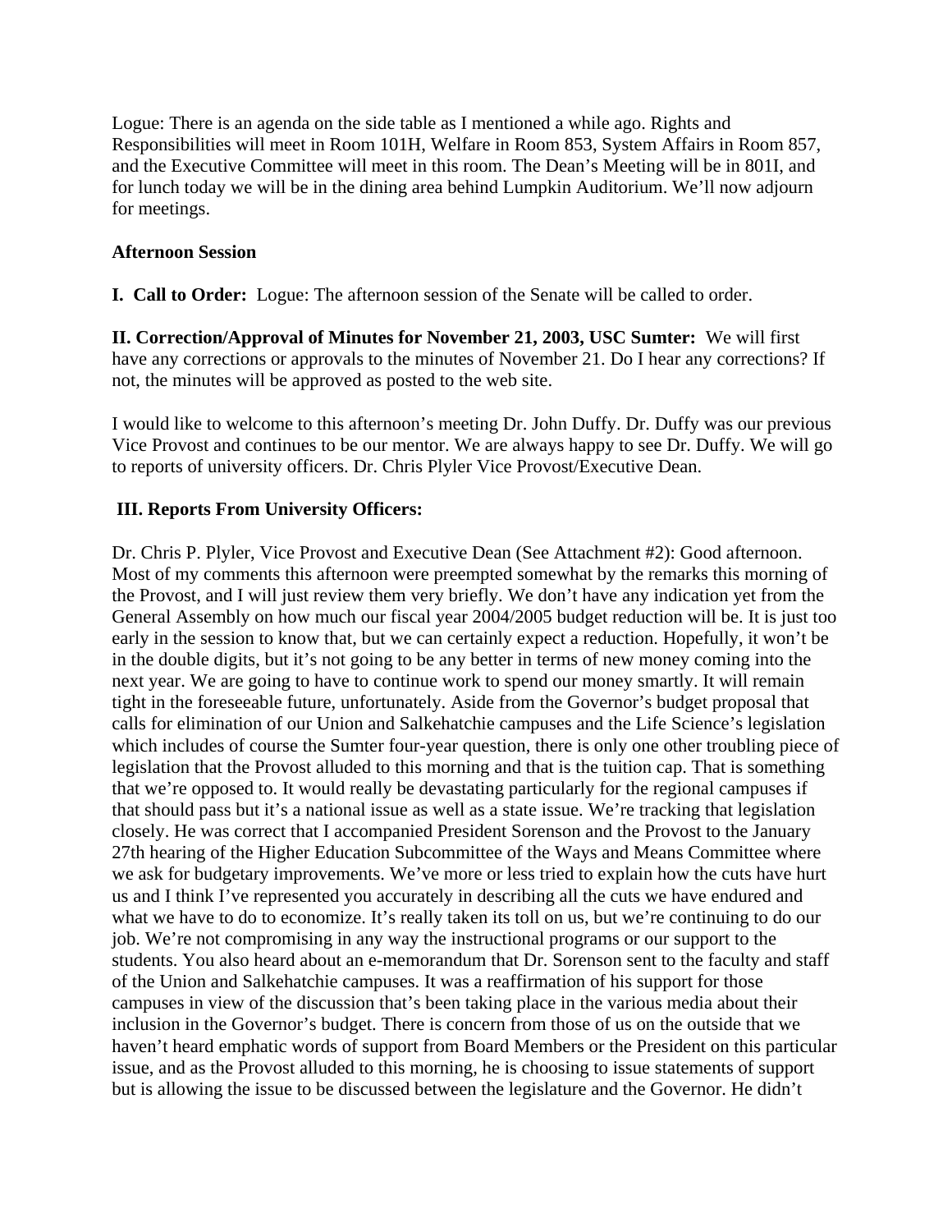Logue: There is an agenda on the side table as I mentioned a while ago. Rights and Responsibilities will meet in Room 101H, Welfare in Room 853, System Affairs in Room 857, and the Executive Committee will meet in this room. The Dean's Meeting will be in 801I, and for lunch today we will be in the dining area behind Lumpkin Auditorium. We'll now adjourn for meetings.

**Afternoon Session**

**I. Call to Order:** Logue: The afternoon session of the Senate will be called to order.

**II. Correction/Approval of Minutes for November 21, 2003, USC Sumter:** We will first have any corrections or approvals to the minutes of November 21. Do I hear any corrections? If not, the minutes will be approved as posted to the web site.

I would like to welcome to this afternoon's meeting Dr. John Duffy. Dr. Duffy was our previous Vice Provost and continues to be our mentor. We are always happy to see Dr. Duffy. We will go to reports of university officers. Dr. Chris Plyler Vice Provost/Executive Dean.

**III. Reports From University Officers:**

Dr. Chris P. Plyler, Vice Provost and Executive Dean (See Attachment #2): Good afternoon. Most of my comments this afternoon were preempted somewhat by the remarks this morning of the Provost, and I will just review them very briefly. We don't have any indication yet from the General Assembly on how much our fiscal year 2004/2005 budget reduction will be. It is just too early in the session to know that, but we can certainly expect a reduction. Hopefully, it won't be in the double digits, but it's not going to be any better in terms of new money coming into the next year. We are going to have to continue work to spend our money smartly. It will remain tight in the foreseeable future, unfortunately. Aside from the Governor's budget proposal that calls for elimination of our Union and Salkehatchie campuses and the Life Science's legislation which includes of course the Sumter four-year question, there is only one other troubling piece of legislation that the Provost alluded to this morning and that is the tuition cap. That is something that we're opposed to. It would really be devastating particularly for the regional campuses if that should pass but it's a national issue as well as a state issue. We're tracking that legislation closely. He was correct that I accompanied President Sorenson and the Provost to the January 27th hearing of the Higher Education Subcommittee of the Ways and Means Committee where we ask for budgetary improvements. We've more or less tried to explain how the cuts have hurt us and I think I've represented you accurately in describing all the cuts we have endured and what we have to do to economize. It's really taken its toll on us, but we're continuing to do our job. We're not compromising in any way the instructional programs or our support to the students. You also heard about an e-memorandum that Dr. Sorenson sent to the faculty and staff of the Union and Salkehatchie campuses. It was a reaffirmation of his support for those campuses in view of the discussion that's been taking place in the various media about their inclusion in the Governor's budget. There is concern from those of us on the outside that we haven't heard emphatic words of support from Board Members or the President on this particular issue, and as the Provost alluded to this morning, he is choosing to issue statements of support but is allowing the issue to be discussed between the legislature and the Governor. He didn't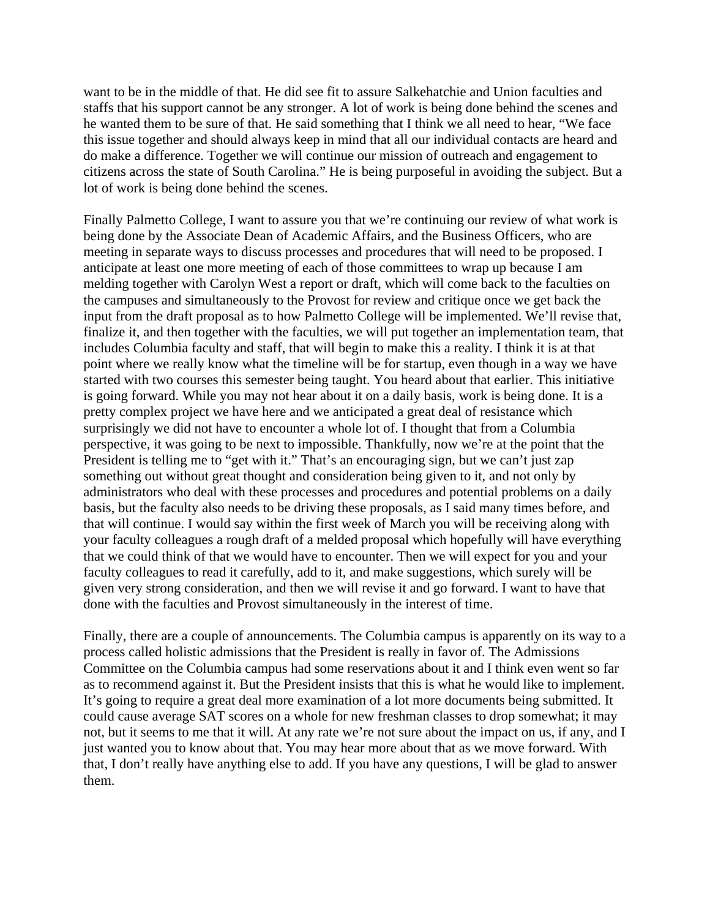want to be in the middle of that. He did see fit to assure Salkehatchie and Union faculties and staffs that his support cannot be any stronger. A lot of work is being done behind the scenes and he wanted them to be sure of that. He said something that I think we all need to hear, "We face this issue together and should always keep in mind that all our individual contacts are heard and do make a difference. Together we will continue our mission of outreach and engagement to citizens across the state of South Carolina." He is being purposeful in avoiding the subject. But a lot of work is being done behind the scenes.

Finally Palmetto College, I want to assure you that we're continuing our review of what work is being done by the Associate Dean of Academic Affairs, and the Business Officers, who are meeting in separate ways to discuss processes and procedures that will need to be proposed. I anticipate at least one more meeting of each of those committees to wrap up because I am melding together with Carolyn West a report or draft, which will come back to the faculties on the campuses and simultaneously to the Provost for review and critique once we get back the input from the draft proposal as to how Palmetto College will be implemented. We'll revise that, finalize it, and then together with the faculties, we will put together an implementation team, that includes Columbia faculty and staff, that will begin to make this a reality. I think it is at that point where we really know what the timeline will be for startup, even though in a way we have started with two courses this semester being taught. You heard about that earlier. This initiative is going forward. While you may not hear about it on a daily basis, work is being done. It is a pretty complex project we have here and we anticipated a great deal of resistance which surprisingly we did not have to encounter a whole lot of. I thought that from a Columbia perspective, it was going to be next to impossible. Thankfully, now we're at the point that the President is telling me to "get with it." That's an encouraging sign, but we can't just zap something out without great thought and consideration being given to it, and not only by administrators who deal with these processes and procedures and potential problems on a daily basis, but the faculty also needs to be driving these proposals, as I said many times before, and that will continue. I would say within the first week of March you will be receiving along with your faculty colleagues a rough draft of a melded proposal which hopefully will have everything that we could think of that we would have to encounter. Then we will expect for you and your faculty colleagues to read it carefully, add to it, and make suggestions, which surely will be given very strong consideration, and then we will revise it and go forward. I want to have that done with the faculties and Provost simultaneously in the interest of time.

Finally, there are a couple of announcements. The Columbia campus is apparently on its way to a process called holistic admissions that the President is really in favor of. The Admissions Committee on the Columbia campus had some reservations about it and I think even went so far as to recommend against it. But the President insists that this is what he would like to implement. It's going to require a great deal more examination of a lot more documents being submitted. It could cause average SAT scores on a whole for new freshman classes to drop somewhat; it may not, but it seems to me that it will. At any rate we're not sure about the impact on us, if any, and I just wanted you to know about that. You may hear more about that as we move forward. With that, I don't really have anything else to add. If you have any questions, I will be glad to answer them.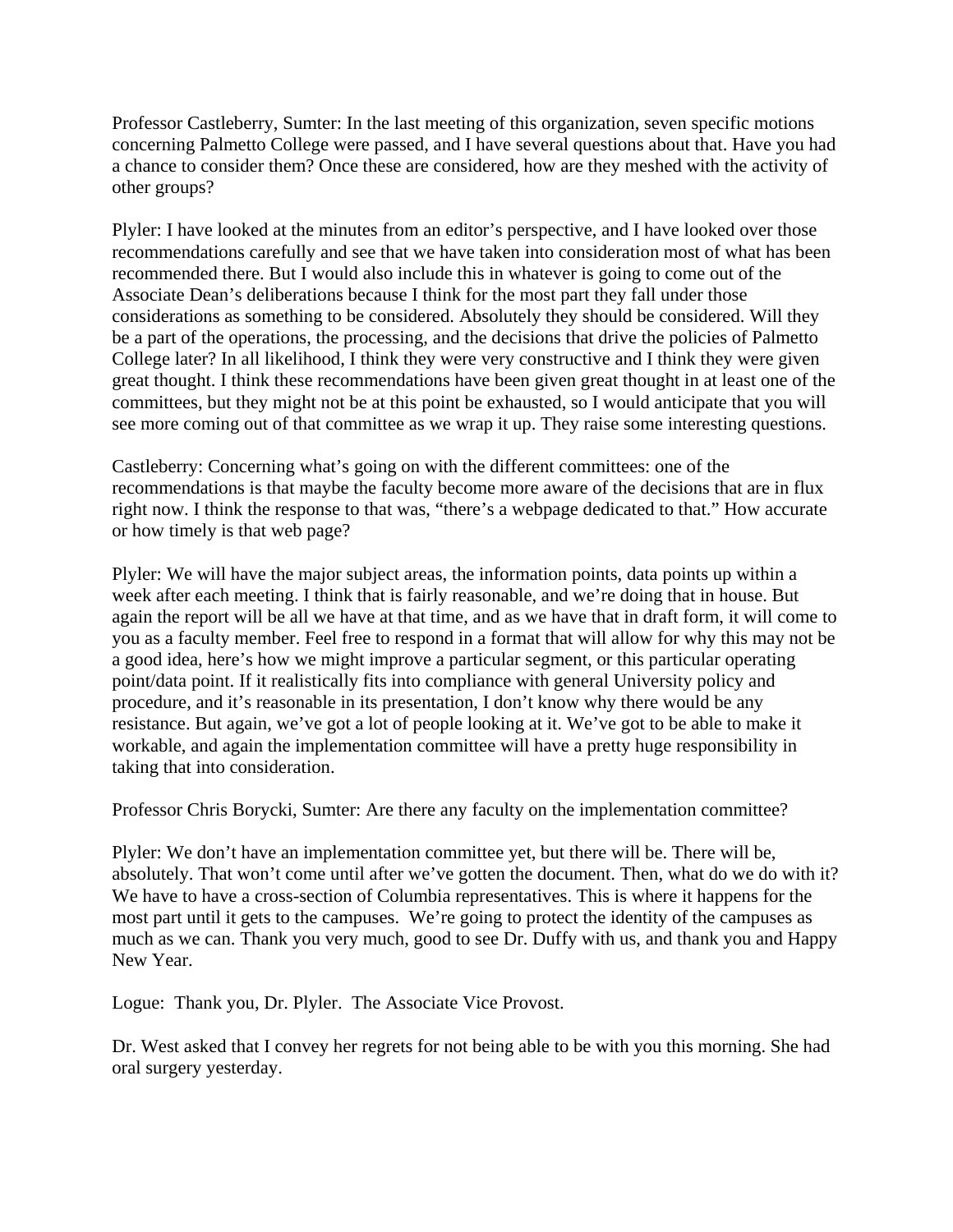Professor Castleberry, Sumter: In the last meeting of this organization, seven specific motions concerning Palmetto College were passed, and I have several questions about that. Have you had a chance to consider them? Once these are considered, how are they meshed with the activity of other groups?

Plyler: I have looked at the minutes from an editor's perspective, and I have looked over those recommendations carefully and see that we have taken into consideration most of what has been recommended there. But I would also include this in whatever is going to come out of the Associate Dean's deliberations because I think for the most part they fall under those considerations as something to be considered. Absolutely they should be considered. Will they be a part of the operations, the processing, and the decisions that drive the policies of Palmetto College later? In all likelihood, I think they were very constructive and I think they were given great thought. I think these recommendations have been given great thought in at least one of the committees, but they might not be at this point be exhausted, so I would anticipate that you will see more coming out of that committee as we wrap it up. They raise some interesting questions.

Castleberry: Concerning what's going on with the different committees: one of the recommendations is that maybe the faculty become more aware of the decisions that are in flux right now. I think the response to that was, "there's a webpage dedicated to that." How accurate or how timely is that web page?

Plyler: We will have the major subject areas, the information points, data points up within a week after each meeting. I think that is fairly reasonable, and we're doing that in house. But again the report will be all we have at that time, and as we have that in draft form, it will come to you as a faculty member. Feel free to respond in a format that will allow for why this may not be a good idea, here's how we might improve a particular segment, or this particular operating point/data point. If it realistically fits into compliance with general University policy and procedure, and it's reasonable in its presentation, I don't know why there would be any resistance. But again, we've got a lot of people looking at it. We've got to be able to make it workable, and again the implementation committee will have a pretty huge responsibility in taking that into consideration.

Professor Chris Borycki, Sumter: Are there any faculty on the implementation committee?

Plyler: We don't have an implementation committee yet, but there will be. There will be, absolutely. That won't come until after we've gotten the document. Then, what do we do with it? We have to have a cross-section of Columbia representatives. This is where it happens for the most part until it gets to the campuses. We're going to protect the identity of the campuses as much as we can. Thank you very much, good to see Dr. Duffy with us, and thank you and Happy New Year.

Logue: Thank you, Dr. Plyler. The Associate Vice Provost.

Dr. West asked that I convey her regrets for not being able to be with you this morning. She had oral surgery yesterday.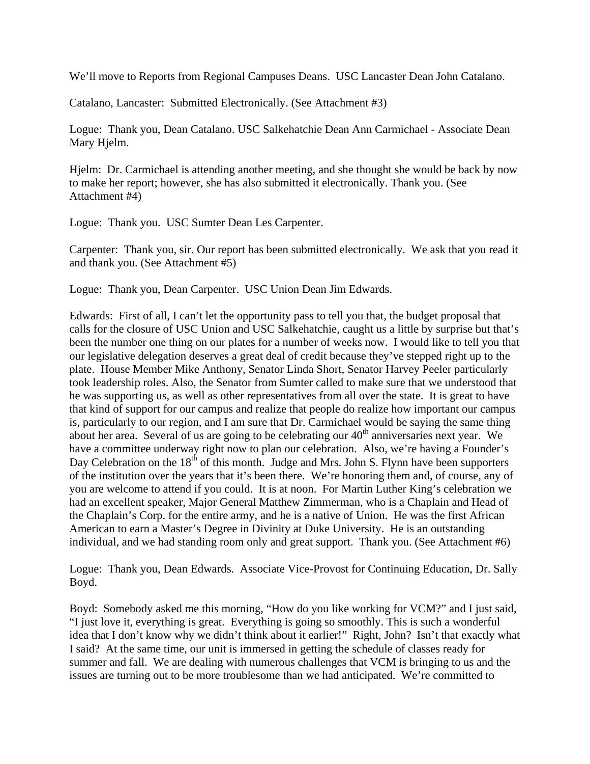We'll move to Reports from Regional Campuses Deans. USC Lancaster Dean John Catalano.

Catalano, Lancaster: Submitted Electronically. (See Attachment #3)

Logue: Thank you, Dean Catalano. USC Salkehatchie Dean Ann Carmichael - Associate Dean Mary Hjelm.

Hjelm: Dr. Carmichael is attending another meeting, and she thought she would be back by now to make her report; however, she has also submitted it electronically. Thank you. (See Attachment #4)

Logue: Thank you. USC Sumter Dean Les Carpenter.

Carpenter: Thank you, sir. Our report has been submitted electronically. We ask that you read it and thank you. (See Attachment #5)

Logue: Thank you, Dean Carpenter. USC Union Dean Jim Edwards.

Edwards: First of all, I can't let the opportunity pass to tell you that, the budget proposal that calls for the closure of USC Union and USC Salkehatchie, caught us a little by surprise but that's been the number one thing on our plates for a number of weeks now. I would like to tell you that our legislative delegation deserves a great deal of credit because they've stepped right up to the plate. House Member Mike Anthony, Senator Linda Short, Senator Harvey Peeler particularly took leadership roles. Also, the Senator from Sumter called to make sure that we understood that he was supporting us, as well as other representatives from all over the state. It is great to have that kind of support for our campus and realize that people do realize how important our campus is, particularly to our region, and I am sure that Dr. Carmichael would be saying the same thing about her area. Several of us are going to be celebrating our 40th anniversaries next year. We have a committee underway right now to plan our celebration. Also, we're having a Founder's Day Celebration on the 18th of this month. Judge and Mrs. John S. Flynn have been supporters of the institution over the years that it's been there. We're honoring them and, of course, any of you are welcome to attend if you could. It is at noon. For Martin Luther King's celebration we had an excellent speaker, Major General Matthew Zimmerman, who is a Chaplain and Head of the Chaplain's Corp. for the entire army, and he is a native of Union. He was the first African American to earn a Master's Degree in Divinity at Duke University. He is an outstanding individual, and we had standing room only and great support. Thank you. (See Attachment #6)

Logue: Thank you, Dean Edwards. Associate Vice-Provost for Continuing Education, Dr. Sally Boyd.

Boyd: Somebody asked me this morning, "How do you like working for VCM?" and I just said, "I just love it, everything is great. Everything is going so smoothly. This is such a wonderful idea that I don't know why we didn't think about it earlier!" Right, John? Isn't that exactly what I said? At the same time, our unit is immersed in getting the schedule of classes ready for summer and fall. We are dealing with numerous challenges that VCM is bringing to us and the issues are turning out to be more troublesome than we had anticipated. We're committed to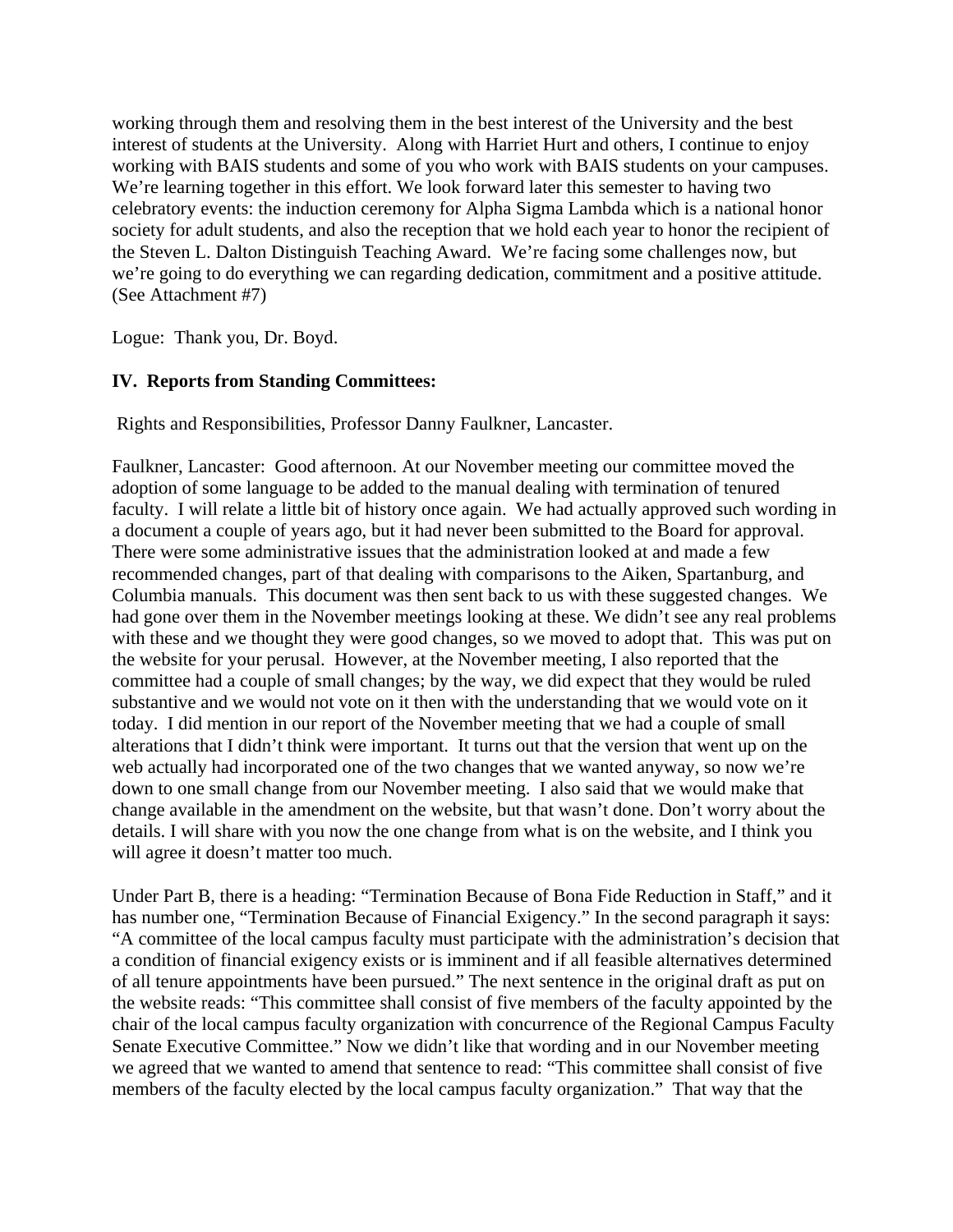working through them and resolving them in the best interest of the University and the best interest of students at the University. Along with Harriet Hurt and others, I continue to enjoy working with BAIS students and some of you who work with BAIS students on your campuses. We're learning together in this effort. We look forward later this semester to having two celebratory events: the induction ceremony for Alpha Sigma Lambda which is a national honor society for adult students, and also the reception that we hold each year to honor the recipient of the Steven L. Dalton Distinguish Teaching Award. We're facing some challenges now, but we're going to do everything we can regarding dedication, commitment and a positive attitude. (See Attachment #7)

Logue: Thank you, Dr. Boyd.

**IV. Reports from Standing Committees:**

Rights and Responsibilities, Professor Danny Faulkner, Lancaster.

Faulkner, Lancaster: Good afternoon. At our November meeting our committee moved the adoption of some language to be added to the manual dealing with termination of tenured faculty. I will relate a little bit of history once again. We had actually approved such wording in a document a couple of years ago, but it had never been submitted to the Board for approval. There were some administrative issues that the administration looked at and made a few recommended changes, part of that dealing with comparisons to the Aiken, Spartanburg, and Columbia manuals. This document was then sent back to us with these suggested changes. We had gone over them in the November meetings looking at these. We didn't see any real problems with these and we thought they were good changes, so we moved to adopt that. This was put on the website for your perusal. However, at the November meeting, I also reported that the committee had a couple of small changes; by the way, we did expect that they would be ruled substantive and we would not vote on it then with the understanding that we would vote on it today. I did mention in our report of the November meeting that we had a couple of small alterations that I didn't think were important. It turns out that the version that went up on the web actually had incorporated one of the two changes that we wanted anyway, so now we're down to one small change from our November meeting. I also said that we would make that change available in the amendment on the website, but that wasn't done. Don't worry about the details. I will share with you now the one change from what is on the website, and I think you will agree it doesn't matter too much.

Under Part B, there is a heading: "Termination Because of Bona Fide Reduction in Staff," and it has number one, "Termination Because of Financial Exigency." In the second paragraph it says: "A committee of the local campus faculty must participate with the administration's decision that a condition of financial exigency exists or is imminent and if all feasible alternatives determined of all tenure appointments have been pursued." The next sentence in the original draft as put on the website reads: "This committee shall consist of five members of the faculty appointed by the chair of the local campus faculty organization with concurrence of the Regional Campus Faculty Senate Executive Committee." Now we didn't like that wording and in our November meeting we agreed that we wanted to amend that sentence to read: "This committee shall consist of five members of the faculty elected by the local campus faculty organization." That way that the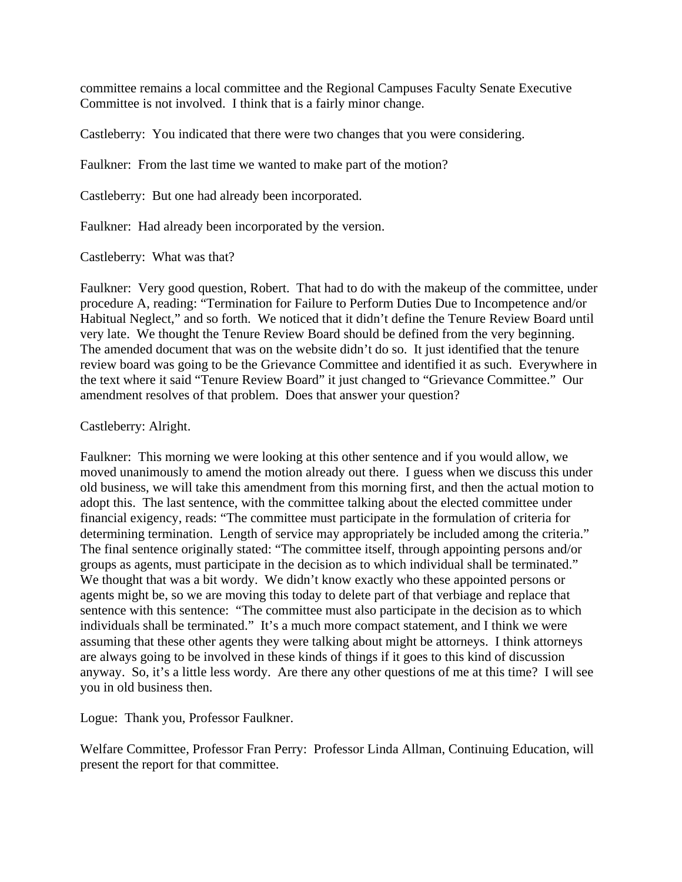committee remains a local committee and the Regional Campuses Faculty Senate Executive Committee is not involved. I think that is a fairly minor change.

Castleberry: You indicated that there were two changes that you were considering.

Faulkner: From the last time we wanted to make part of the motion?

Castleberry: But one had already been incorporated.

Faulkner: Had already been incorporated by the version.

Castleberry: What was that?

Faulkner: Very good question, Robert. That had to do with the makeup of the committee, under procedure A, reading: "Termination for Failure to Perform Duties Due to Incompetence and/or Habitual Neglect," and so forth. We noticed that it didn't define the Tenure Review Board until very late. We thought the Tenure Review Board should be defined from the very beginning. The amended document that was on the website didn't do so. It just identified that the tenure review board was going to be the Grievance Committee and identified it as such. Everywhere in the text where it said "Tenure Review Board" it just changed to "Grievance Committee." Our amendment resolves of that problem. Does that answer your question?

Castleberry: Alright.

Faulkner: This morning we were looking at this other sentence and if you would allow, we moved unanimously to amend the motion already out there. I guess when we discuss this under old business, we will take this amendment from this morning first, and then the actual motion to adopt this. The last sentence, with the committee talking about the elected committee under financial exigency, reads: "The committee must participate in the formulation of criteria for determining termination. Length of service may appropriately be included among the criteria." The final sentence originally stated: "The committee itself, through appointing persons and/or groups as agents, must participate in the decision as to which individual shall be terminated." We thought that was a bit wordy. We didn't know exactly who these appointed persons or agents might be, so we are moving this today to delete part of that verbiage and replace that sentence with this sentence: "The committee must also participate in the decision as to which individuals shall be terminated." It's a much more compact statement, and I think we were assuming that these other agents they were talking about might be attorneys. I think attorneys are always going to be involved in these kinds of things if it goes to this kind of discussion anyway. So, it's a little less wordy. Are there any other questions of me at this time? I will see you in old business then.

Logue: Thank you, Professor Faulkner.

Welfare Committee, Professor Fran Perry: Professor Linda Allman, Continuing Education, will present the report for that committee.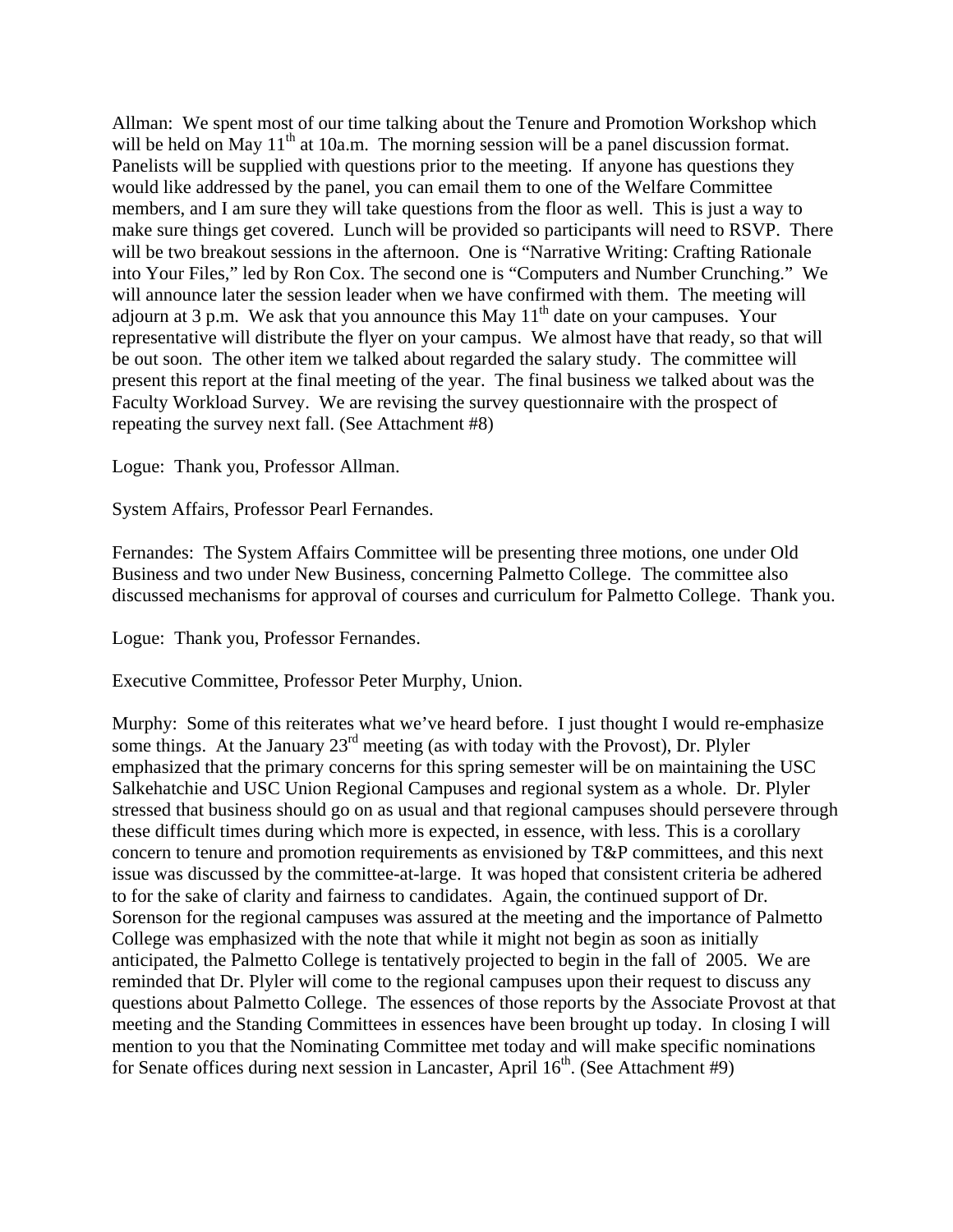Allman: We spent most of our time talking about the Tenure and Promotion Workshop which will be held on May 11th at 10a.m. The morning session will be a panel discussion format. Panelists will be supplied with questions prior to the meeting. If anyone has questions they would like addressed by the panel, you can email them to one of the Welfare Committee members, and I am sure they will take questions from the floor as well. This is just a way to make sure things get covered. Lunch will be provided so participants will need to RSVP. There will be two breakout sessions in the afternoon. One is "Narrative Writing: Crafting Rationale into Your Files," led by Ron Cox. The second one is "Computers and Number Crunching." We will announce later the session leader when we have confirmed with them. The meeting will adjourn at 3 p.m. We ask that you announce this May 11th date on your campuses. Your representative will distribute the flyer on your campus. We almost have that ready, so that will be out soon. The other item we talked about regarded the salary study. The committee will present this report at the final meeting of the year. The final business we talked about was the Faculty Workload Survey. We are revising the survey questionnaire with the prospect of repeating the survey next fall. (See Attachment #8)

Logue: Thank you, Professor Allman.

System Affairs, Professor Pearl Fernandes.

Fernandes: The System Affairs Committee will be presenting three motions, one under Old Business and two under New Business, concerning Palmetto College. The committee also discussed mechanisms for approval of courses and curriculum for Palmetto College. Thank you.

Logue: Thank you, Professor Fernandes.

Executive Committee, Professor Peter Murphy, Union.

Murphy: Some of this reiterates what we've heard before. I just thought I would re-emphasize some things. At the January 23rd meeting (as with today with the Provost), Dr. Plyler emphasized that the primary concerns for this spring semester will be on maintaining the USC Salkehatchie and USC Union Regional Campuses and regional system as a whole. Dr. Plyler stressed that business should go on as usual and that regional campuses should persevere through these difficult times during which more is expected, in essence, with less. This is a corollary concern to tenure and promotion requirements as envisioned by T&P committees, and this next issue was discussed by the committee-at-large. It was hoped that consistent criteria be adhered to for the sake of clarity and fairness to candidates. Again, the continued support of Dr. Sorenson for the regional campuses was assured at the meeting and the importance of Palmetto College was emphasized with the note that while it might not begin as soon as initially anticipated, the Palmetto College is tentatively projected to begin in the fall of 2005. We are reminded that Dr. Plyler will come to the regional campuses upon their request to discuss any questions about Palmetto College. The essences of those reports by the Associate Provost at that meeting and the Standing Committees in essences have been brought up today. In closing I will mention to you that the Nominating Committee met today and will make specific nominations for Senate offices during next session in Lancaster, April 16th. (See Attachment #9)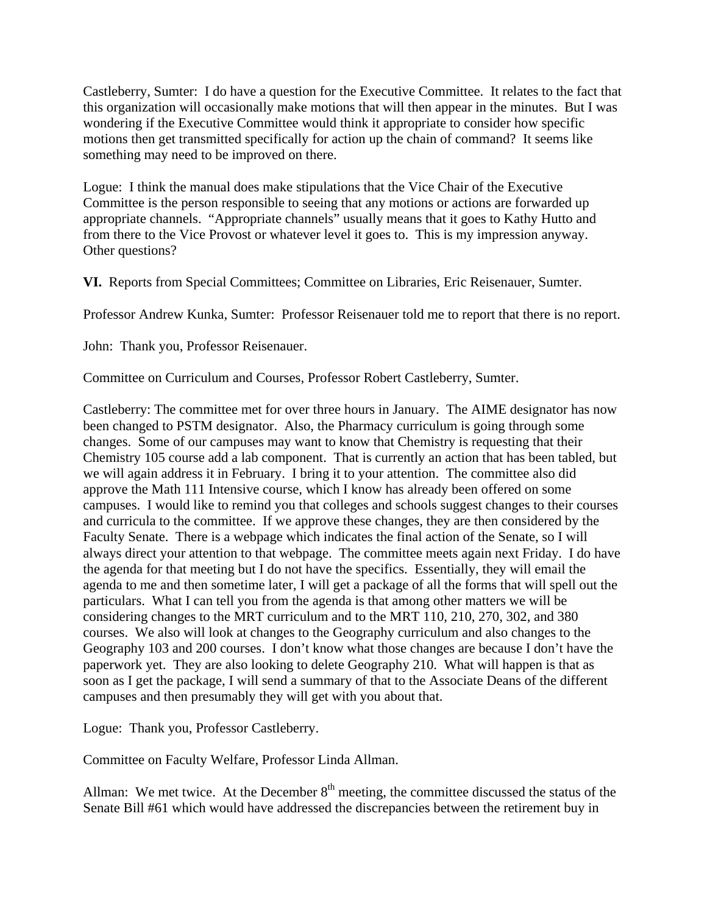Castleberry, Sumter: I do have a question for the Executive Committee. It relates to the fact that this organization will occasionally make motions that will then appear in the minutes. But I was wondering if the Executive Committee would think it appropriate to consider how specific motions then get transmitted specifically for action up the chain of command? It seems like something may need to be improved on there.

Logue: I think the manual does make stipulations that the Vice Chair of the Executive Committee is the person responsible to seeing that any motions or actions are forwarded up appropriate channels. "Appropriate channels" usually means that it goes to Kathy Hutto and from there to the Vice Provost or whatever level it goes to. This is my impression anyway. Other questions?

**VI.** Reports from Special Committees; Committee on Libraries, Eric Reisenauer, Sumter.

Professor Andrew Kunka, Sumter: Professor Reisenauer told me to report that there is no report.

John: Thank you, Professor Reisenauer.

Committee on Curriculum and Courses, Professor Robert Castleberry, Sumter.

Castleberry: The committee met for over three hours in January. The AIME designator has now been changed to PSTM designator. Also, the Pharmacy curriculum is going through some changes. Some of our campuses may want to know that Chemistry is requesting that their Chemistry 105 course add a lab component. That is currently an action that has been tabled, but we will again address it in February. I bring it to your attention. The committee also did approve the Math 111 Intensive course, which I know has already been offered on some campuses. I would like to remind you that colleges and schools suggest changes to their courses and curricula to the committee. If we approve these changes, they are then considered by the Faculty Senate. There is a webpage which indicates the final action of the Senate, so I will always direct your attention to that webpage. The committee meets again next Friday. I do have the agenda for that meeting but I do not have the specifics. Essentially, they will email the agenda to me and then sometime later, I will get a package of all the forms that will spell out the particulars. What I can tell you from the agenda is that among other matters we will be considering changes to the MRT curriculum and to the MRT 110, 210, 270, 302, and 380 courses. We also will look at changes to the Geography curriculum and also changes to the Geography 103 and 200 courses. I don't know what those changes are because I don't have the paperwork yet. They are also looking to delete Geography 210. What will happen is that as soon as I get the package, I will send a summary of that to the Associate Deans of the different campuses and then presumably they will get with you about that.

Logue: Thank you, Professor Castleberry.

Committee on Faculty Welfare, Professor Linda Allman.

Allman: We met twice. At the December 8th meeting, the committee discussed the status of the Senate Bill #61 which would have addressed the discrepancies between the retirement buy in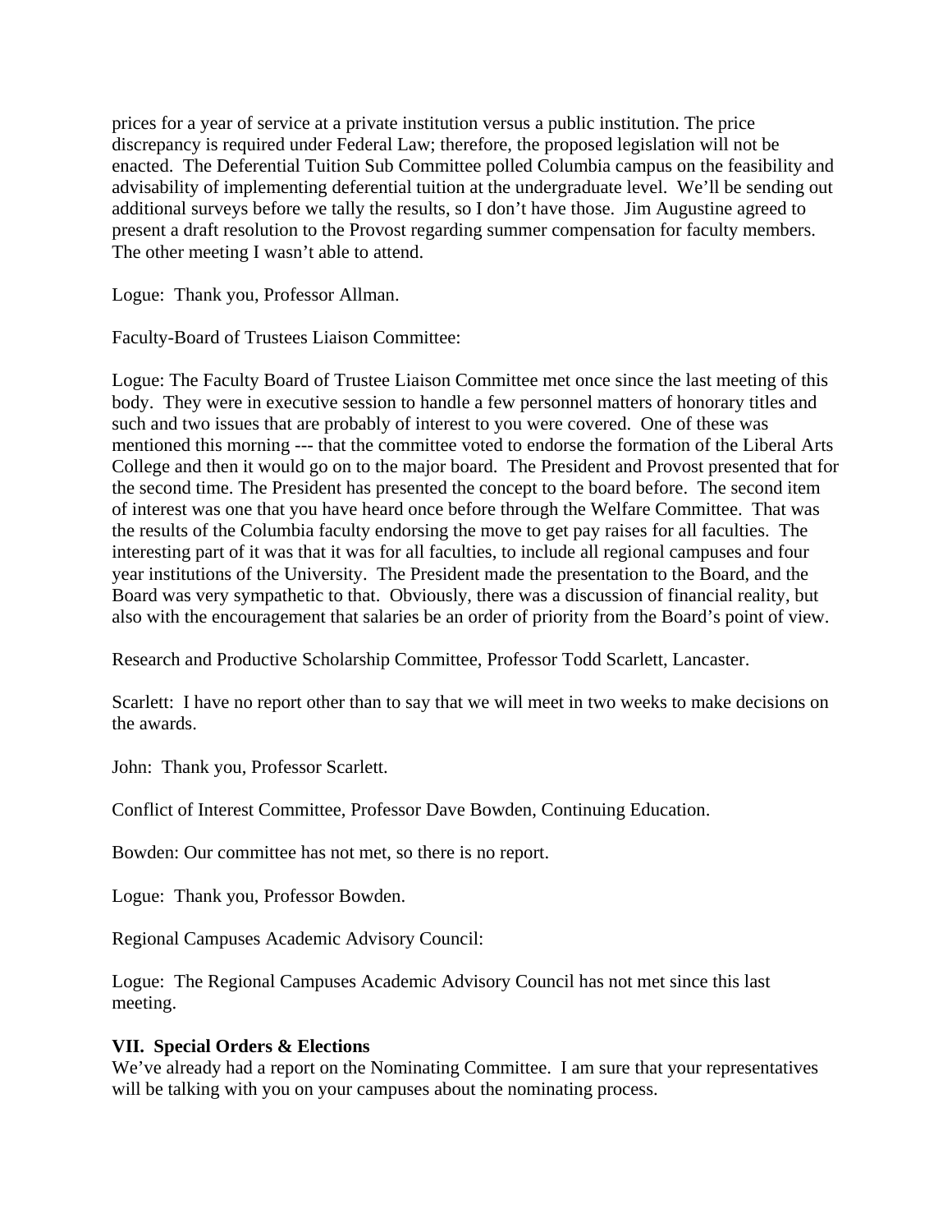prices for a year of service at a private institution versus a public institution. The price discrepancy is required under Federal Law; therefore, the proposed legislation will not be enacted. The Deferential Tuition Sub Committee polled Columbia campus on the feasibility and advisability of implementing deferential tuition at the undergraduate level. We'll be sending out additional surveys before we tally the results, so I don't have those. Jim Augustine agreed to present a draft resolution to the Provost regarding summer compensation for faculty members. The other meeting I wasn't able to attend.

Logue: Thank you, Professor Allman.

Faculty-Board of Trustees Liaison Committee:

Logue: The Faculty Board of Trustee Liaison Committee met once since the last meeting of this body. They were in executive session to handle a few personnel matters of honorary titles and such and two issues that are probably of interest to you were covered. One of these was mentioned this morning --- that the committee voted to endorse the formation of the Liberal Arts College and then it would go on to the major board. The President and Provost presented that for the second time. The President has presented the concept to the board before. The second item of interest was one that you have heard once before through the Welfare Committee. That was the results of the Columbia faculty endorsing the move to get pay raises for all faculties. The interesting part of it was that it was for all faculties, to include all regional campuses and four year institutions of the University. The President made the presentation to the Board, and the Board was very sympathetic to that. Obviously, there was a discussion of financial reality, but also with the encouragement that salaries be an order of priority from the Board's point of view.

Research and Productive Scholarship Committee, Professor Todd Scarlett, Lancaster.

Scarlett: I have no report other than to say that we will meet in two weeks to make decisions on the awards.

John: Thank you, Professor Scarlett.

Conflict of Interest Committee, Professor Dave Bowden, Continuing Education.

Bowden: Our committee has not met, so there is no report.

Logue: Thank you, Professor Bowden.

Regional Campuses Academic Advisory Council:

Logue: The Regional Campuses Academic Advisory Council has not met since this last meeting.

**VII. Special Orders & Elections**

We've already had a report on the Nominating Committee. I am sure that your representatives will be talking with you on your campuses about the nominating process.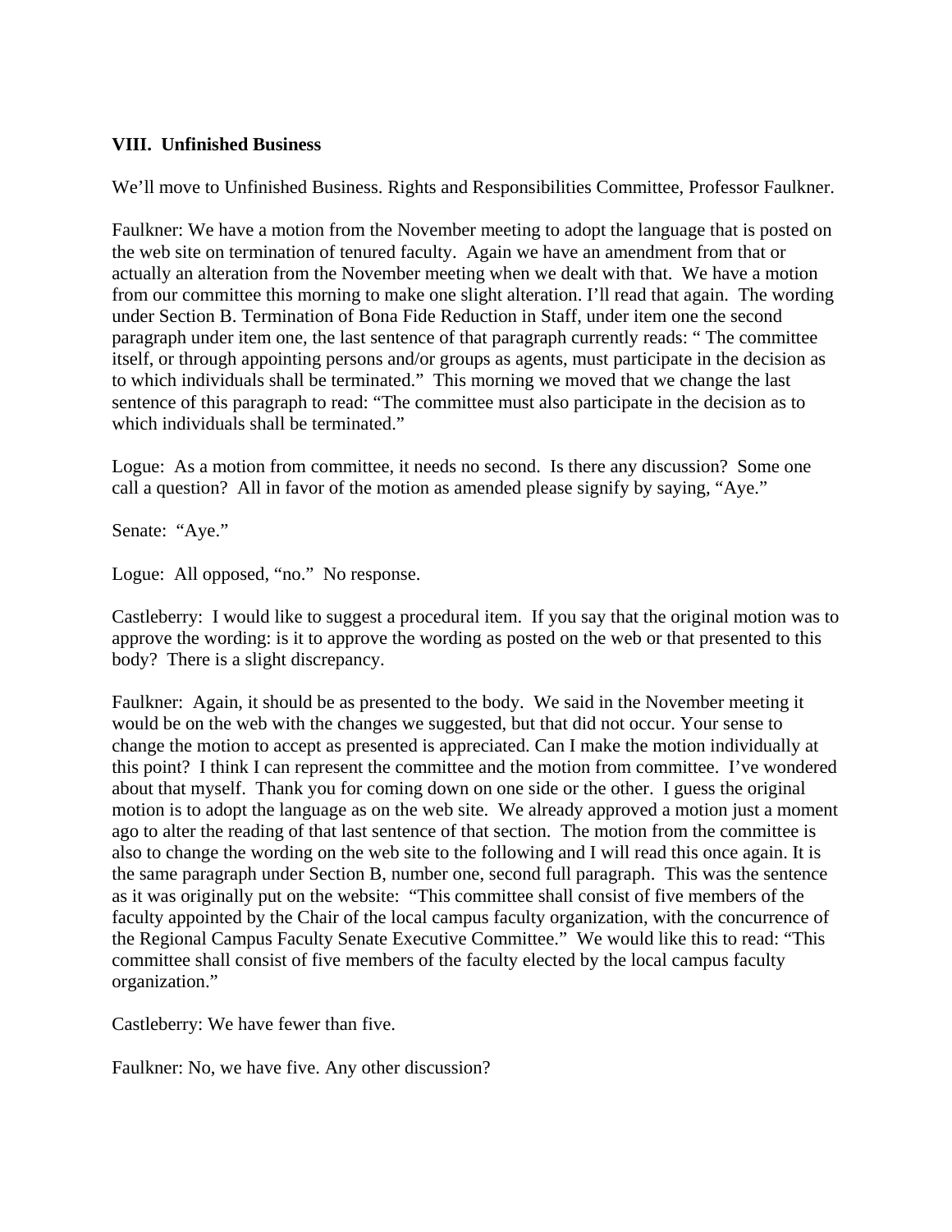**VIII. Unfinished Business**

We'll move to Unfinished Business. Rights and Responsibilities Committee, Professor Faulkner.

Faulkner: We have a motion from the November meeting to adopt the language that is posted on the web site on termination of tenured faculty. Again we have an amendment from that or actually an alteration from the November meeting when we dealt with that. We have a motion from our committee this morning to make one slight alteration. I'll read that again. The wording under Section B. Termination of Bona Fide Reduction in Staff, under item one the second paragraph under item one, the last sentence of that paragraph currently reads: " The committee itself, or through appointing persons and/or groups as agents, must participate in the decision as to which individuals shall be terminated." This morning we moved that we change the last sentence of this paragraph to read: "The committee must also participate in the decision as to which individuals shall be terminated."

Logue: As a motion from committee, it needs no second. Is there any discussion? Some one call a question? All in favor of the motion as amended please signify by saying, "Aye."

Senate: "Aye."

Logue: All opposed, "no." No response.

Castleberry: I would like to suggest a procedural item. If you say that the original motion was to approve the wording: is it to approve the wording as posted on the web or that presented to this body? There is a slight discrepancy.

Faulkner: Again, it should be as presented to the body. We said in the November meeting it would be on the web with the changes we suggested, but that did not occur. Your sense to change the motion to accept as presented is appreciated. Can I make the motion individually at this point? I think I can represent the committee and the motion from committee. I've wondered about that myself. Thank you for coming down on one side or the other. I guess the original motion is to adopt the language as on the web site. We already approved a motion just a moment ago to alter the reading of that last sentence of that section. The motion from the committee is also to change the wording on the web site to the following and I will read this once again. It is the same paragraph under Section B, number one, second full paragraph. This was the sentence as it was originally put on the website: "This committee shall consist of five members of the faculty appointed by the Chair of the local campus faculty organization, with the concurrence of the Regional Campus Faculty Senate Executive Committee." We would like this to read: "This committee shall consist of five members of the faculty elected by the local campus faculty organization."

Castleberry: We have fewer than five.

Faulkner: No, we have five. Any other discussion?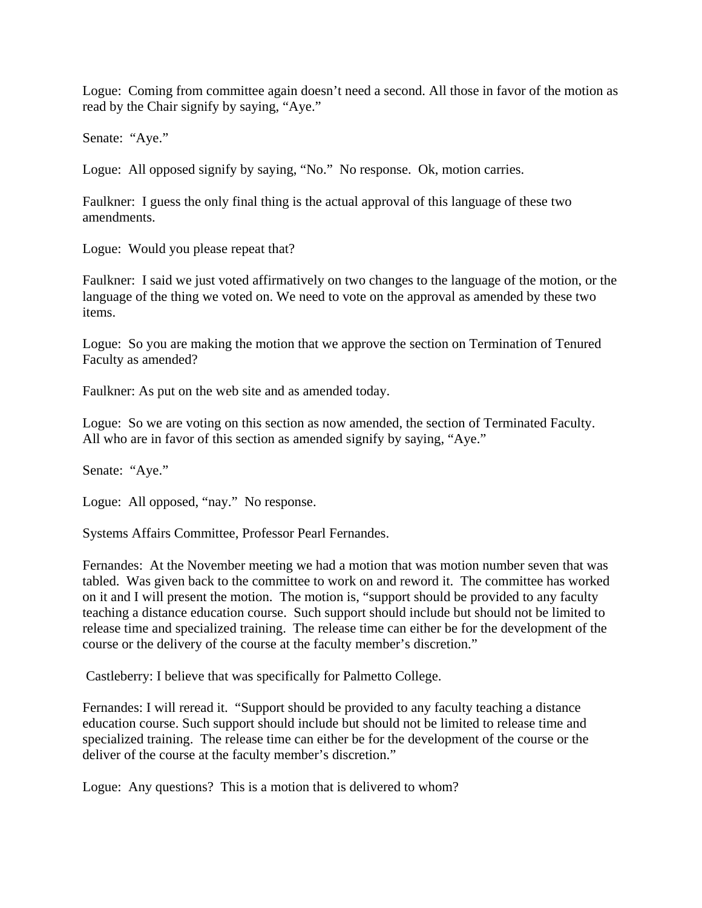Logue: Coming from committee again doesn't need a second. All those in favor of the motion as read by the Chair signify by saying, "Aye."

Senate: "Aye."

Logue: All opposed signify by saying, "No." No response. Ok, motion carries.

Faulkner: I guess the only final thing is the actual approval of this language of these two amendments.

Logue: Would you please repeat that?

Faulkner: I said we just voted affirmatively on two changes to the language of the motion, or the language of the thing we voted on. We need to vote on the approval as amended by these two items.

Logue: So you are making the motion that we approve the section on Termination of Tenured Faculty as amended?

Faulkner: As put on the web site and as amended today.

Logue: So we are voting on this section as now amended, the section of Terminated Faculty. All who are in favor of this section as amended signify by saying, "Aye."

Senate: "Aye."

Logue: All opposed, "nay." No response.

Systems Affairs Committee, Professor Pearl Fernandes.

Fernandes: At the November meeting we had a motion that was motion number seven that was tabled. Was given back to the committee to work on and reword it. The committee has worked on it and I will present the motion. The motion is, "support should be provided to any faculty teaching a distance education course. Such support should include but should not be limited to release time and specialized training. The release time can either be for the development of the course or the delivery of the course at the faculty member's discretion."

Castleberry: I believe that was specifically for Palmetto College.

Fernandes: I will reread it. "Support should be provided to any faculty teaching a distance education course. Such support should include but should not be limited to release time and specialized training. The release time can either be for the development of the course or the deliver of the course at the faculty member's discretion."

Logue: Any questions? This is a motion that is delivered to whom?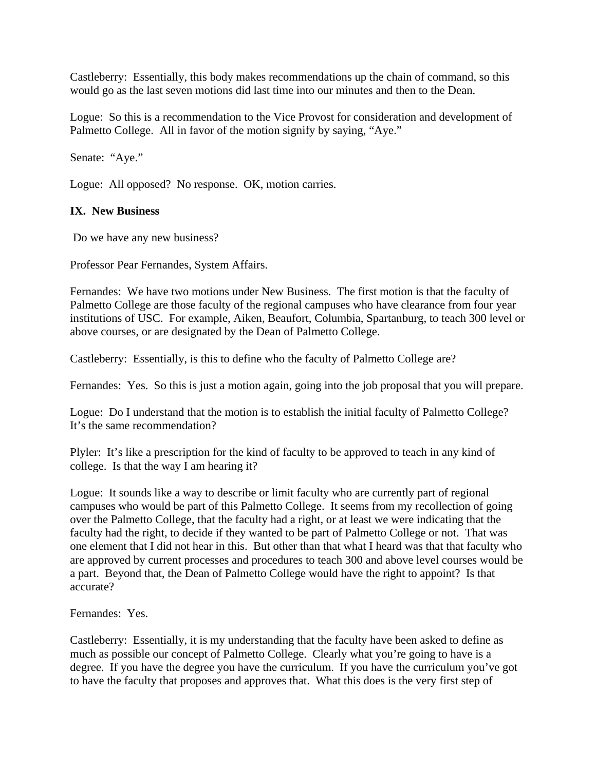Castleberry: Essentially, this body makes recommendations up the chain of command, so this would go as the last seven motions did last time into our minutes and then to the Dean.

Logue: So this is a recommendation to the Vice Provost for consideration and development of Palmetto College. All in favor of the motion signify by saying, "Aye."

Senate: "Aye."

Logue: All opposed? No response. OK, motion carries.

**IX. New Business**

Do we have any new business?

Professor Pear Fernandes, System Affairs.

Fernandes: We have two motions under New Business. The first motion is that the faculty of Palmetto College are those faculty of the regional campuses who have clearance from four year institutions of USC. For example, Aiken, Beaufort, Columbia, Spartanburg, to teach 300 level or above courses, or are designated by the Dean of Palmetto College.

Castleberry: Essentially, is this to define who the faculty of Palmetto College are?

Fernandes: Yes. So this is just a motion again, going into the job proposal that you will prepare.

Logue: Do I understand that the motion is to establish the initial faculty of Palmetto College? It's the same recommendation?

Plyler: It's like a prescription for the kind of faculty to be approved to teach in any kind of college. Is that the way I am hearing it?

Logue: It sounds like a way to describe or limit faculty who are currently part of regional campuses who would be part of this Palmetto College. It seems from my recollection of going over the Palmetto College, that the faculty had a right, or at least we were indicating that the faculty had the right, to decide if they wanted to be part of Palmetto College or not. That was one element that I did not hear in this. But other than that what I heard was that that faculty who are approved by current processes and procedures to teach 300 and above level courses would be a part. Beyond that, the Dean of Palmetto College would have the right to appoint? Is that accurate?

Fernandes: Yes.

Castleberry: Essentially, it is my understanding that the faculty have been asked to define as much as possible our concept of Palmetto College. Clearly what you're going to have is a degree. If you have the degree you have the curriculum. If you have the curriculum you've got to have the faculty that proposes and approves that. What this does is the very first step of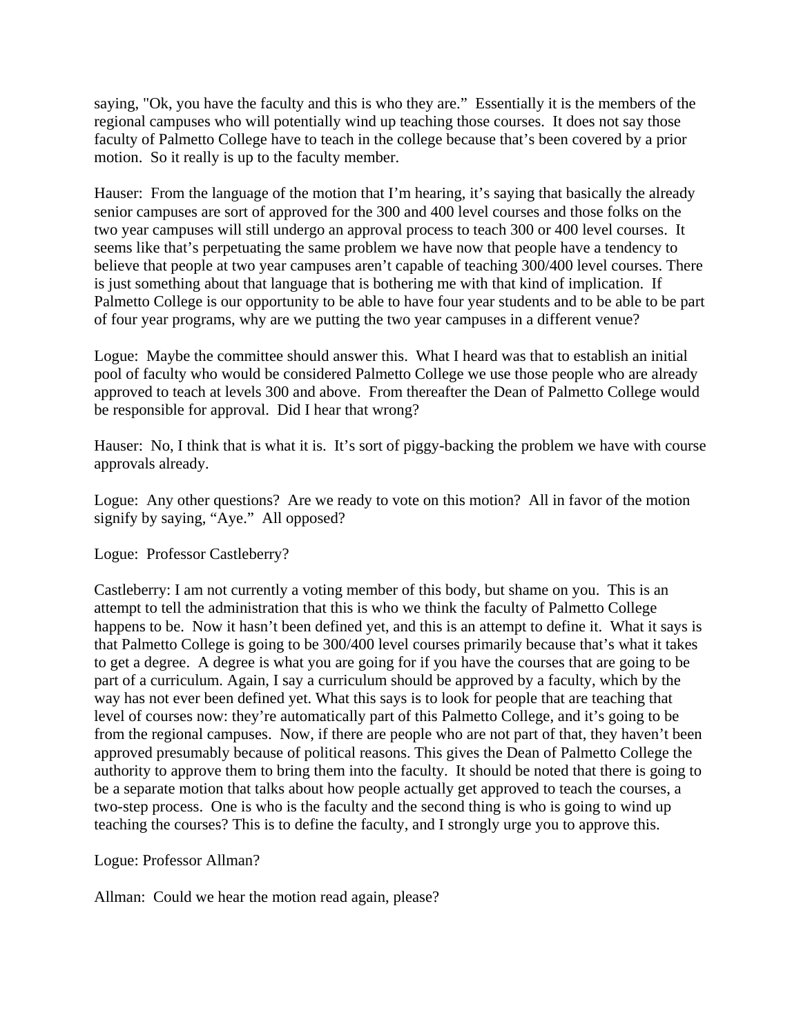saying, "Ok, you have the faculty and this is who they are." Essentially it is the members of the regional campuses who will potentially wind up teaching those courses. It does not say those faculty of Palmetto College have to teach in the college because that's been covered by a prior motion. So it really is up to the faculty member.

Hauser: From the language of the motion that I'm hearing, it's saying that basically the already senior campuses are sort of approved for the 300 and 400 level courses and those folks on the two year campuses will still undergo an approval process to teach 300 or 400 level courses. It seems like that's perpetuating the same problem we have now that people have a tendency to believe that people at two year campuses aren't capable of teaching 300/400 level courses. There is just something about that language that is bothering me with that kind of implication. If Palmetto College is our opportunity to be able to have four year students and to be able to be part of four year programs, why are we putting the two year campuses in a different venue?

Logue: Maybe the committee should answer this. What I heard was that to establish an initial pool of faculty who would be considered Palmetto College we use those people who are already approved to teach at levels 300 and above. From thereafter the Dean of Palmetto College would be responsible for approval. Did I hear that wrong?

Hauser: No, I think that is what it is. It's sort of piggy-backing the problem we have with course approvals already.

Logue: Any other questions? Are we ready to vote on this motion? All in favor of the motion signify by saying, "Aye." All opposed?

Logue: Professor Castleberry?

Castleberry: I am not currently a voting member of this body, but shame on you. This is an attempt to tell the administration that this is who we think the faculty of Palmetto College happens to be. Now it hasn't been defined yet, and this is an attempt to define it. What it says is that Palmetto College is going to be 300/400 level courses primarily because that's what it takes to get a degree. A degree is what you are going for if you have the courses that are going to be part of a curriculum. Again, I say a curriculum should be approved by a faculty, which by the way has not ever been defined yet. What this says is to look for people that are teaching that level of courses now: they're automatically part of this Palmetto College, and it's going to be from the regional campuses. Now, if there are people who are not part of that, they haven't been approved presumably because of political reasons. This gives the Dean of Palmetto College the authority to approve them to bring them into the faculty. It should be noted that there is going to be a separate motion that talks about how people actually get approved to teach the courses, a two-step process. One is who is the faculty and the second thing is who is going to wind up teaching the courses? This is to define the faculty, and I strongly urge you to approve this.

Logue: Professor Allman?

Allman: Could we hear the motion read again, please?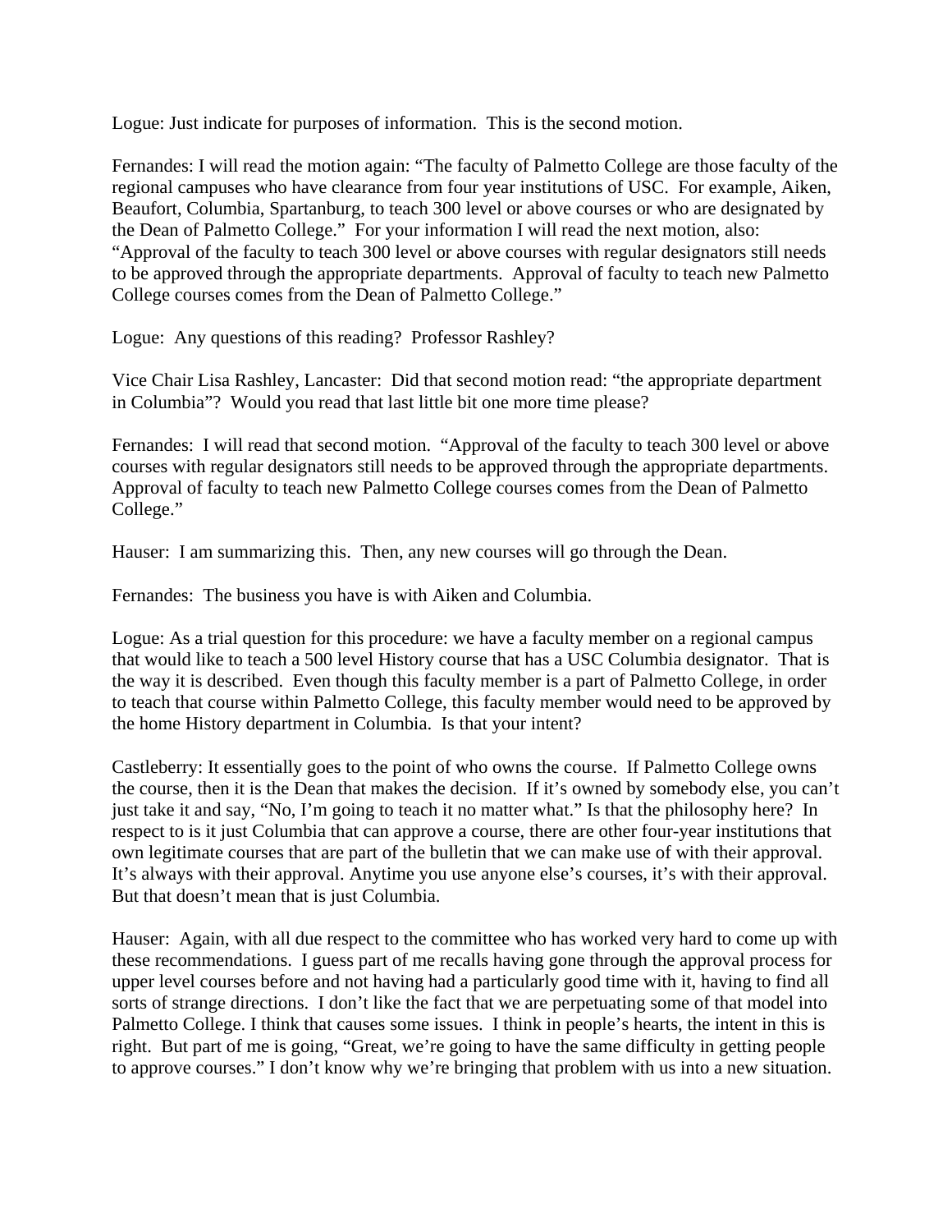Logue: Just indicate for purposes of information.  This is the second motion.

Fernandes: I will read the motion again: "The faculty of Palmetto College are those faculty of the regional campuses who have clearance from four year institutions of USC.  For example, Aiken, Beaufort, Columbia, Spartanburg, to teach 300 level or above courses or who are designated by the Dean of Palmetto College."  For your information I will read the next motion, also: "Approval of the faculty to teach 300 level or above courses with regular designators still needs to be approved through the appropriate departments.  Approval of faculty to teach new Palmetto College courses comes from the Dean of Palmetto College."

Logue:  Any questions of this reading?  Professor Rashley?

Vice Chair Lisa Rashley, Lancaster:  Did that second motion read: "the appropriate department in Columbia"?  Would you read that last little bit one more time please?

Fernandes:  I will read that second motion.  "Approval of the faculty to teach 300 level or above courses with regular designators still needs to be approved through the appropriate departments.  Approval of faculty to teach new Palmetto College courses comes from the Dean of Palmetto College."

Hauser:  I am summarizing this.  Then, any new courses will go through the Dean.

Fernandes:  The business you have is with Aiken and Columbia.

Logue: As a trial question for this procedure: we have a faculty member on a regional campus that would like to teach a 500 level History course that has a USC Columbia designator.  That is the way it is described.  Even though this faculty member is a part of Palmetto College, in order to teach that course within Palmetto College, this faculty member would need to be approved by the home History department in Columbia.  Is that your intent?

Castleberry: It essentially goes to the point of who owns the course.  If Palmetto College owns the course, then it is the Dean that makes the decision.  If it's owned by somebody else, you can't just take it and say, "No, I'm going to teach it no matter what." Is that the philosophy here?  In respect to is it just Columbia that can approve a course, there are other four-year institutions that own legitimate courses that are part of the bulletin that we can make use of with their approval.  It's always with their approval. Anytime you use anyone else's courses, it's with their approval.  But that doesn't mean that is just Columbia.

Hauser:  Again, with all due respect to the committee who has worked very hard to come up with these recommendations.  I guess part of me recalls having gone through the approval process for upper level courses before and not having had a particularly good time with it, having to find all sorts of strange directions.  I don't like the fact that we are perpetuating some of that model into Palmetto College. I think that causes some issues.  I think in people's hearts, the intent in this is right.  But part of me is going, "Great, we're going to have the same difficulty in getting people to approve courses." I don't know why we're bringing that problem with us into a new situation.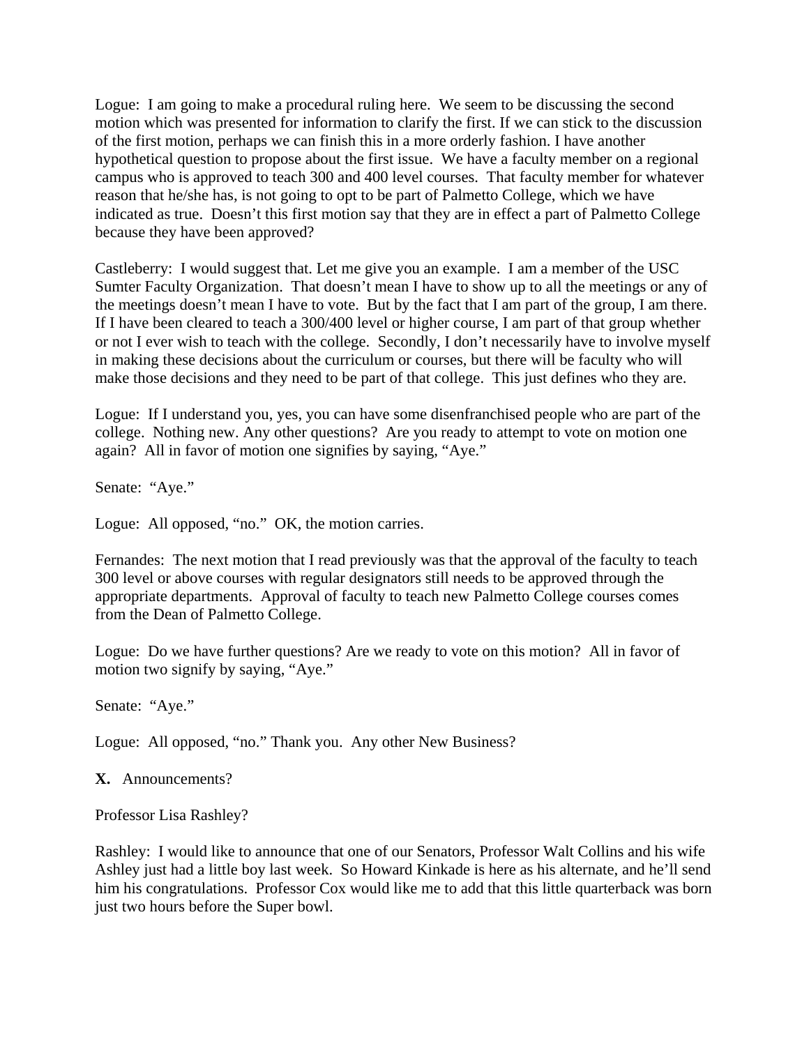Logue: I am going to make a procedural ruling here. We seem to be discussing the second motion which was presented for information to clarify the first. If we can stick to the discussion of the first motion, perhaps we can finish this in a more orderly fashion. I have another hypothetical question to propose about the first issue. We have a faculty member on a regional campus who is approved to teach 300 and 400 level courses. That faculty member for whatever reason that he/she has, is not going to opt to be part of Palmetto College, which we have indicated as true. Doesn't this first motion say that they are in effect a part of Palmetto College because they have been approved?

Castleberry: I would suggest that. Let me give you an example. I am a member of the USC Sumter Faculty Organization. That doesn't mean I have to show up to all the meetings or any of the meetings doesn't mean I have to vote. But by the fact that I am part of the group, I am there. If I have been cleared to teach a 300/400 level or higher course, I am part of that group whether or not I ever wish to teach with the college. Secondly, I don't necessarily have to involve myself in making these decisions about the curriculum or courses, but there will be faculty who will make those decisions and they need to be part of that college. This just defines who they are.

Logue: If I understand you, yes, you can have some disenfranchised people who are part of the college. Nothing new. Any other questions? Are you ready to attempt to vote on motion one again? All in favor of motion one signifies by saying, "Aye."

Senate: "Aye."

Logue: All opposed, "no." OK, the motion carries.

Fernandes: The next motion that I read previously was that the approval of the faculty to teach 300 level or above courses with regular designators still needs to be approved through the appropriate departments. Approval of faculty to teach new Palmetto College courses comes from the Dean of Palmetto College.

Logue: Do we have further questions? Are we ready to vote on this motion? All in favor of motion two signify by saying, "Aye."

Senate: "Aye."

Logue: All opposed, "no." Thank you. Any other New Business?

**X.** Announcements?

Professor Lisa Rashley?

Rashley: I would like to announce that one of our Senators, Professor Walt Collins and his wife Ashley just had a little boy last week. So Howard Kinkade is here as his alternate, and he'll send him his congratulations. Professor Cox would like me to add that this little quarterback was born just two hours before the Super bowl.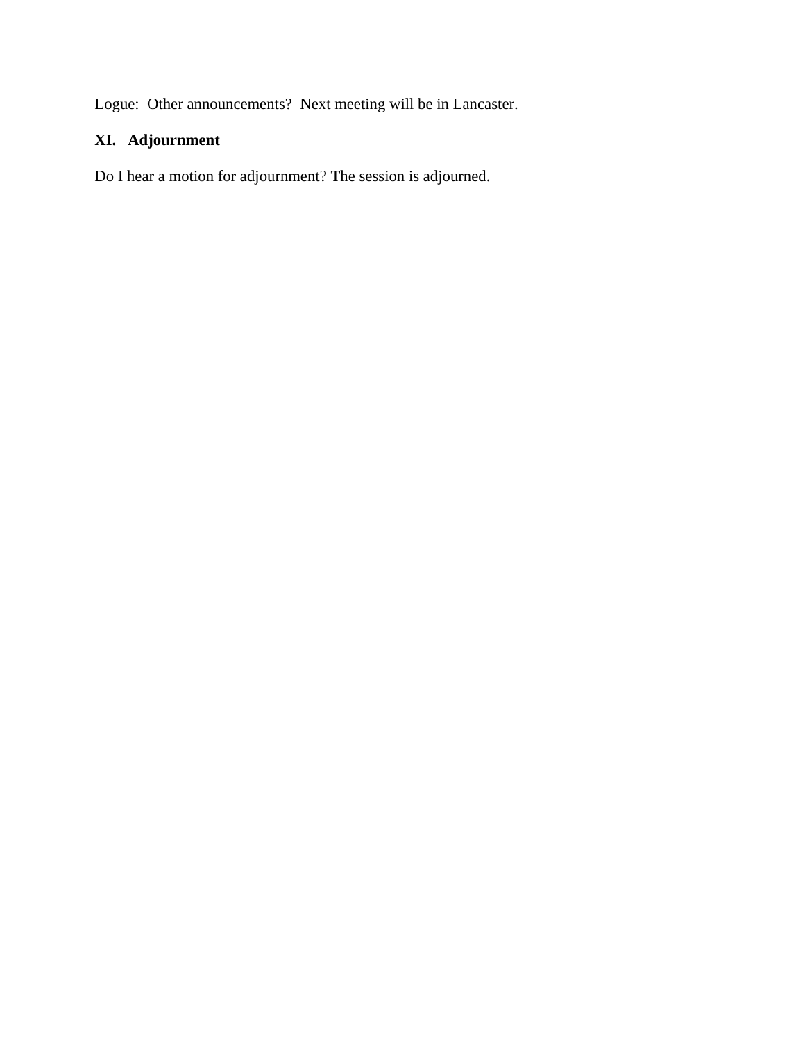Logue: Other announcements? Next meeting will be in Lancaster.

## XI. Adjournment

Do I hear a motion for adjournment? The session is adjourned.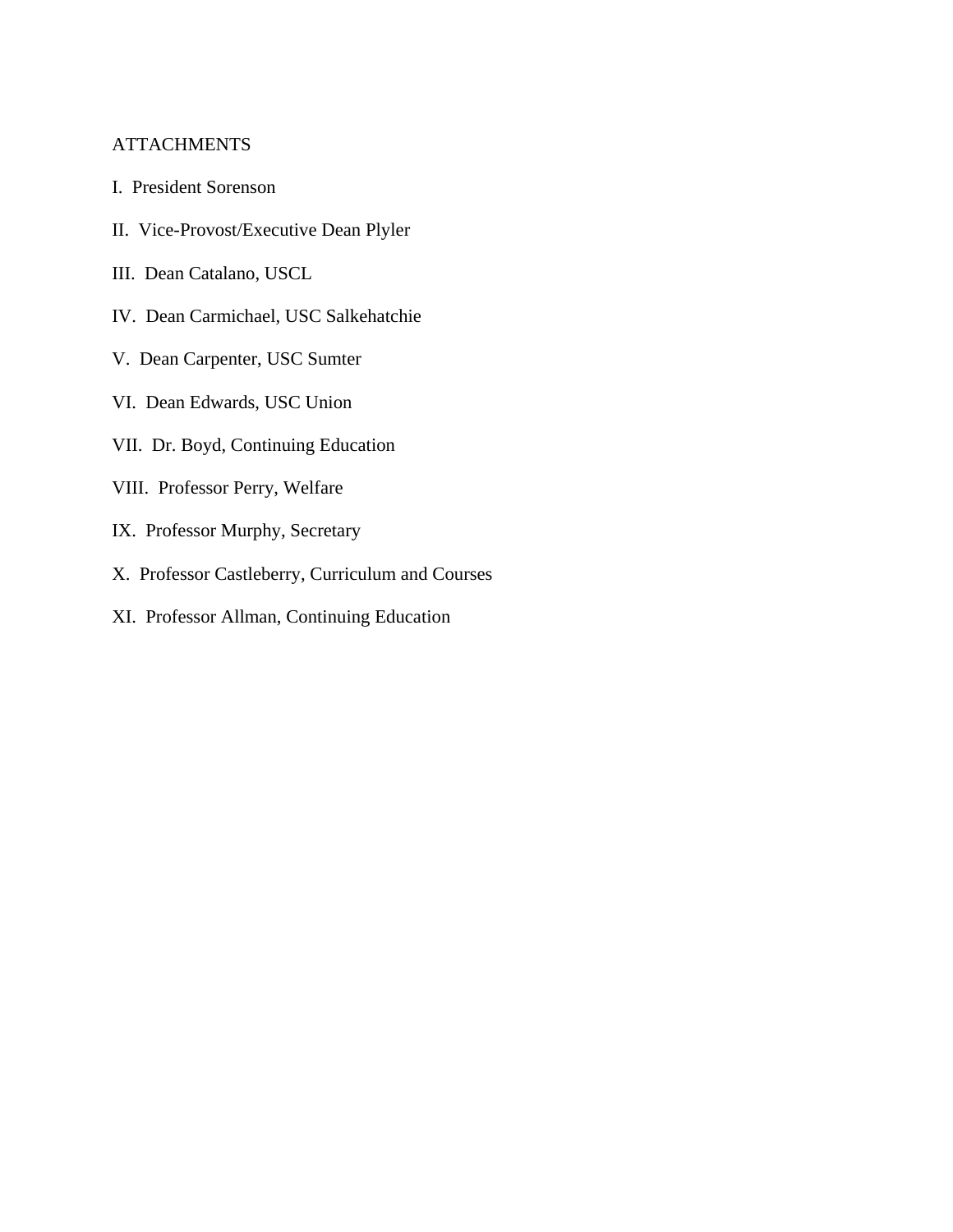ATTACHMENTS

I. President Sorenson

II. Vice-Provost/Executive Dean Plyler

III. Dean Catalano, USCL

IV. Dean Carmichael, USC Salkehatchie

V. Dean Carpenter, USC Sumter

VI. Dean Edwards, USC Union

VII. Dr. Boyd, Continuing Education

VIII. Professor Perry, Welfare

IX. Professor Murphy, Secretary

X. Professor Castleberry, Curriculum and Courses

XI. Professor Allman, Continuing Education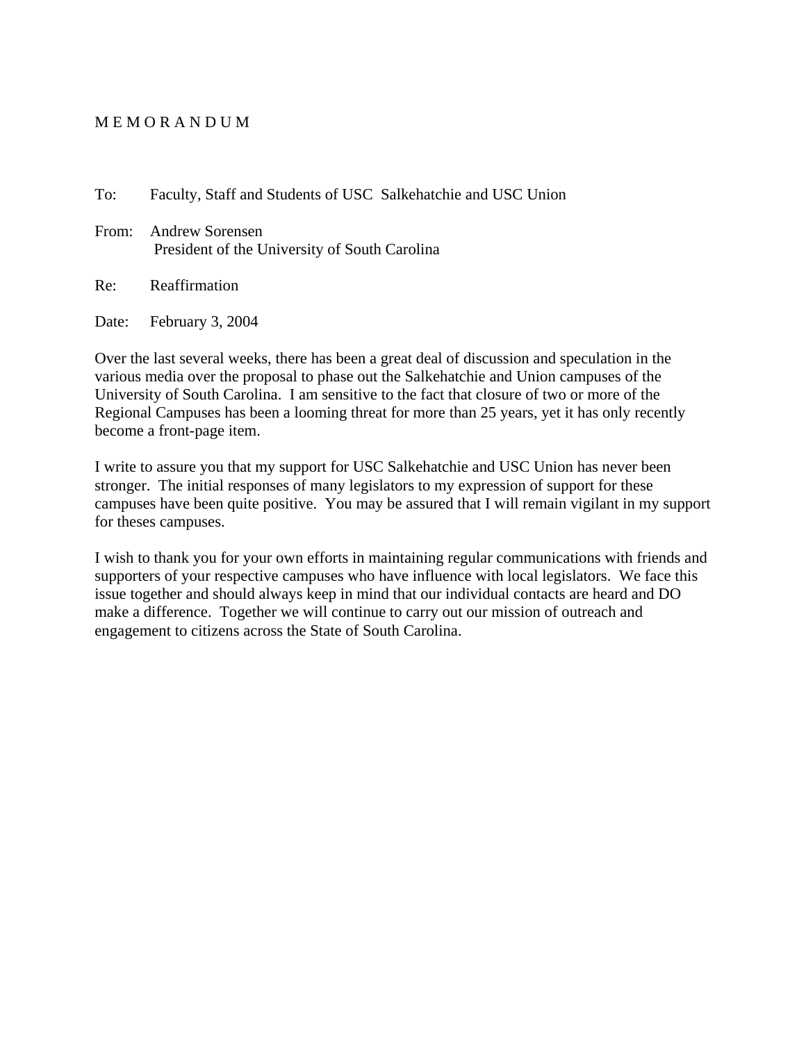M E M O R A N D U M

To: Faculty, Staff and Students of USC Salkehatchie and USC Union

From: Andrew Sorensen
President of the University of South Carolina

Re: Reaffirmation

Date: February 3, 2004

Over the last several weeks, there has been a great deal of discussion and speculation in the various media over the proposal to phase out the Salkehatchie and Union campuses of the University of South Carolina. I am sensitive to the fact that closure of two or more of the Regional Campuses has been a looming threat for more than 25 years, yet it has only recently become a front-page item.

I write to assure you that my support for USC Salkehatchie and USC Union has never been stronger. The initial responses of many legislators to my expression of support for these campuses have been quite positive. You may be assured that I will remain vigilant in my support for theses campuses.

I wish to thank you for your own efforts in maintaining regular communications with friends and supporters of your respective campuses who have influence with local legislators. We face this issue together and should always keep in mind that our individual contacts are heard and DO make a difference. Together we will continue to carry out our mission of outreach and engagement to citizens across the State of South Carolina.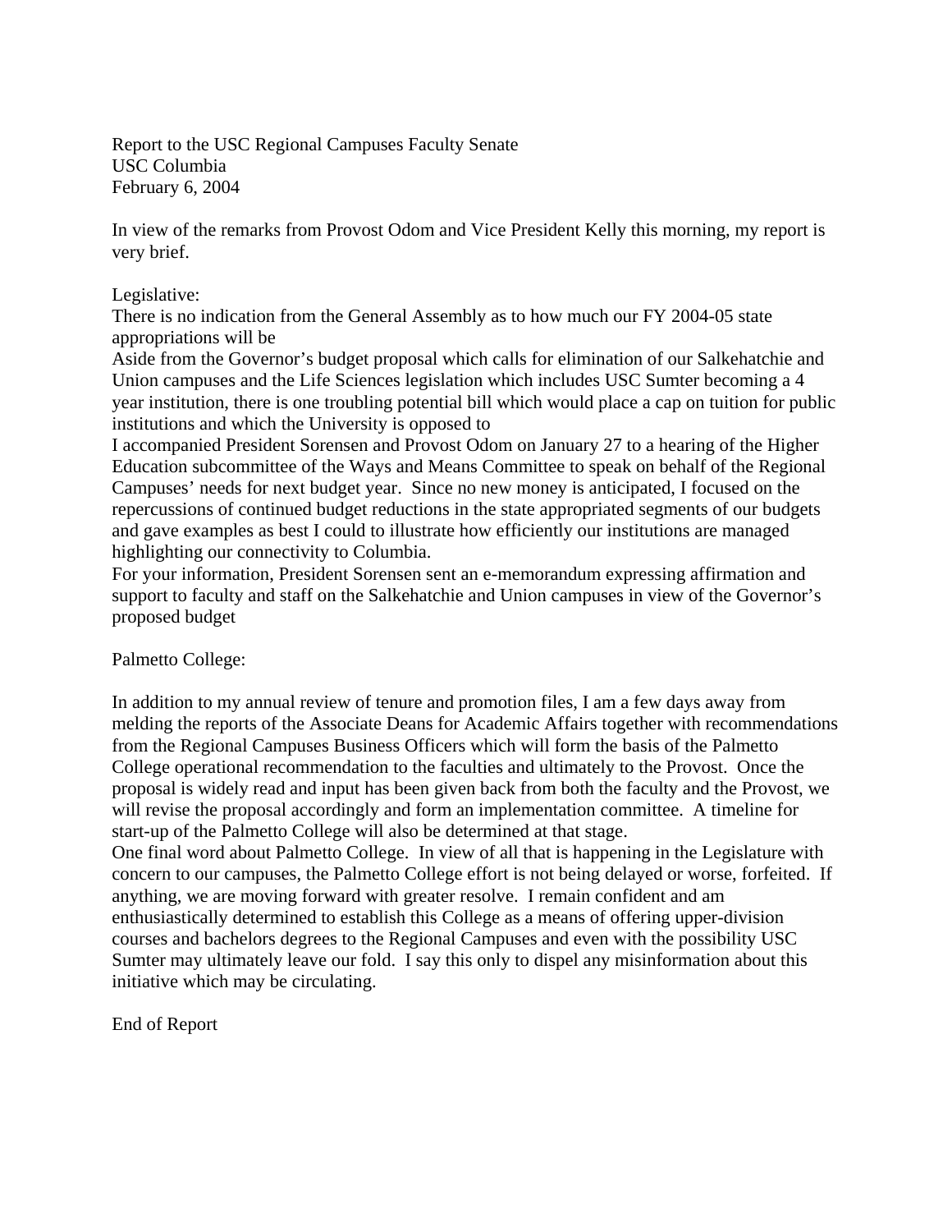Report to the USC Regional Campuses Faculty Senate
USC Columbia
February 6, 2004

In view of the remarks from Provost Odom and Vice President Kelly this morning, my report is very brief.

Legislative:

There is no indication from the General Assembly as to how much our FY 2004-05 state appropriations will be

Aside from the Governor's budget proposal which calls for elimination of our Salkehatchie and Union campuses and the Life Sciences legislation which includes USC Sumter becoming a 4 year institution, there is one troubling potential bill which would place a cap on tuition for public institutions and which the University is opposed to

I accompanied President Sorensen and Provost Odom on January 27 to a hearing of the Higher Education subcommittee of the Ways and Means Committee to speak on behalf of the Regional Campuses' needs for next budget year. Since no new money is anticipated, I focused on the repercussions of continued budget reductions in the state appropriated segments of our budgets and gave examples as best I could to illustrate how efficiently our institutions are managed highlighting our connectivity to Columbia.

For your information, President Sorensen sent an e-memorandum expressing affirmation and support to faculty and staff on the Salkehatchie and Union campuses in view of the Governor's proposed budget

Palmetto College:

In addition to my annual review of tenure and promotion files, I am a few days away from melding the reports of the Associate Deans for Academic Affairs together with recommendations from the Regional Campuses Business Officers which will form the basis of the Palmetto College operational recommendation to the faculties and ultimately to the Provost. Once the proposal is widely read and input has been given back from both the faculty and the Provost, we will revise the proposal accordingly and form an implementation committee. A timeline for start-up of the Palmetto College will also be determined at that stage.

One final word about Palmetto College. In view of all that is happening in the Legislature with concern to our campuses, the Palmetto College effort is not being delayed or worse, forfeited. If anything, we are moving forward with greater resolve. I remain confident and am enthusiastically determined to establish this College as a means of offering upper-division courses and bachelors degrees to the Regional Campuses and even with the possibility USC Sumter may ultimately leave our fold. I say this only to dispel any misinformation about this initiative which may be circulating.

End of Report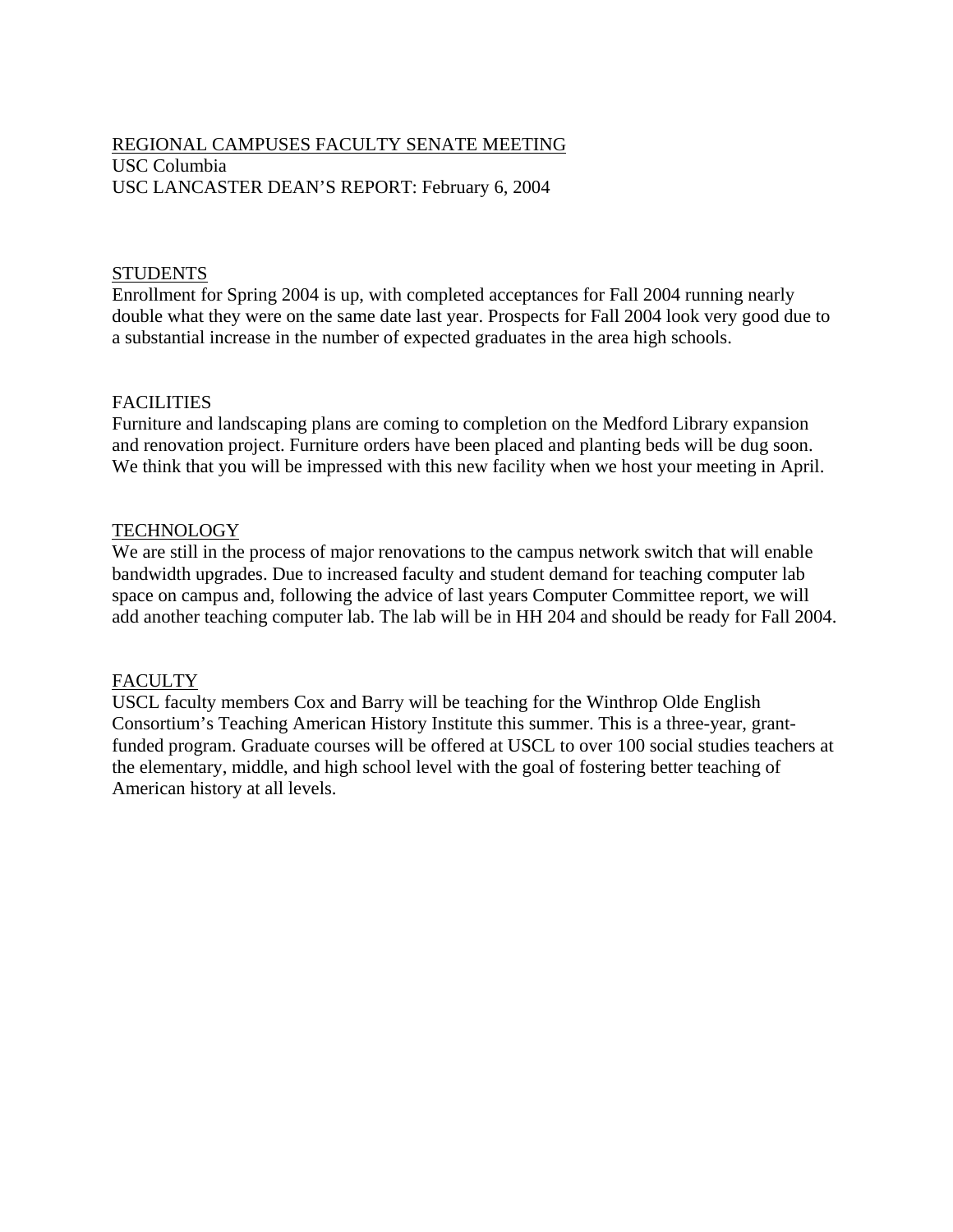<u>REGIONAL CAMPUSES FACULTY SENATE MEETING</u>
USC Columbia
USC LANCASTER DEAN'S REPORT: February 6, 2004

## <u>STUDENTS</u>

Enrollment for Spring 2004 is up, with completed acceptances for Fall 2004 running nearly double what they were on the same date last year. Prospects for Fall 2004 look very good due to a substantial increase in the number of expected graduates in the area high schools.

## FACILITIES

Furniture and landscaping plans are coming to completion on the Medford Library expansion and renovation project. Furniture orders have been placed and planting beds will be dug soon. We think that you will be impressed with this new facility when we host your meeting in April.

## <u>TECHNOLOGY</u>

We are still in the process of major renovations to the campus network switch that will enable bandwidth upgrades. Due to increased faculty and student demand for teaching computer lab space on campus and, following the advice of last years Computer Committee report, we will add another teaching computer lab. The lab will be in HH 204 and should be ready for Fall 2004.

## <u>FACULTY</u>

USCL faculty members Cox and Barry will be teaching for the Winthrop Olde English Consortium's Teaching American History Institute this summer. This is a three-year, grant-funded program. Graduate courses will be offered at USCL to over 100 social studies teachers at the elementary, middle, and high school level with the goal of fostering better teaching of American history at all levels.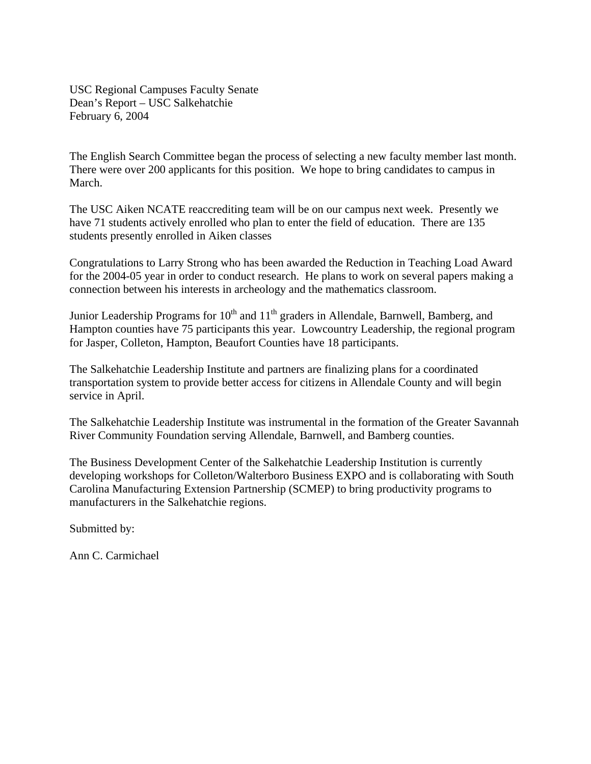USC Regional Campuses Faculty Senate
Dean's Report – USC Salkehatchie
February 6, 2004

The English Search Committee began the process of selecting a new faculty member last month. There were over 200 applicants for this position. We hope to bring candidates to campus in March.

The USC Aiken NCATE reaccrediting team will be on our campus next week. Presently we have 71 students actively enrolled who plan to enter the field of education. There are 135 students presently enrolled in Aiken classes

Congratulations to Larry Strong who has been awarded the Reduction in Teaching Load Award for the 2004-05 year in order to conduct research. He plans to work on several papers making a connection between his interests in archeology and the mathematics classroom.

Junior Leadership Programs for 10th and 11th graders in Allendale, Barnwell, Bamberg, and Hampton counties have 75 participants this year. Lowcountry Leadership, the regional program for Jasper, Colleton, Hampton, Beaufort Counties have 18 participants.

The Salkehatchie Leadership Institute and partners are finalizing plans for a coordinated transportation system to provide better access for citizens in Allendale County and will begin service in April.

The Salkehatchie Leadership Institute was instrumental in the formation of the Greater Savannah River Community Foundation serving Allendale, Barnwell, and Bamberg counties.

The Business Development Center of the Salkehatchie Leadership Institution is currently developing workshops for Colleton/Walterboro Business EXPO and is collaborating with South Carolina Manufacturing Extension Partnership (SCMEP) to bring productivity programs to manufacturers in the Salkehatchie regions.

Submitted by:

Ann C. Carmichael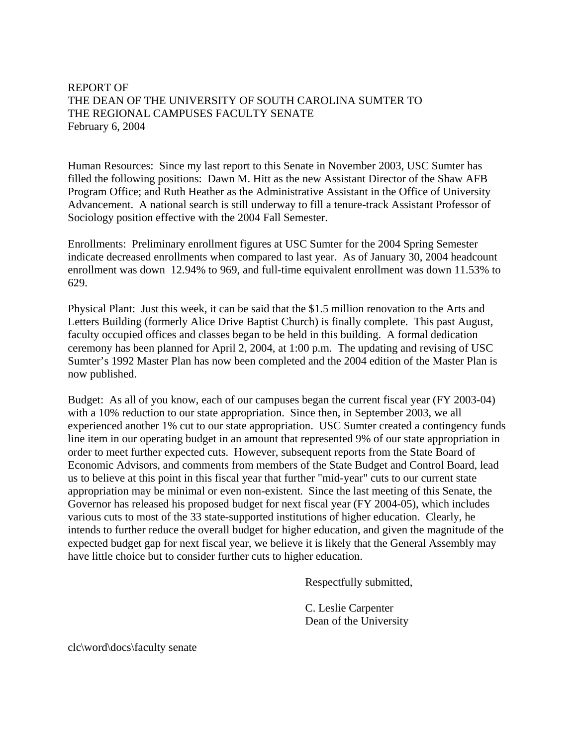REPORT OF
THE DEAN OF THE UNIVERSITY OF SOUTH CAROLINA SUMTER TO
THE REGIONAL CAMPUSES FACULTY SENATE
February 6, 2004

Human Resources: Since my last report to this Senate in November 2003, USC Sumter has filled the following positions: Dawn M. Hitt as the new Assistant Director of the Shaw AFB Program Office; and Ruth Heather as the Administrative Assistant in the Office of University Advancement. A national search is still underway to fill a tenure-track Assistant Professor of Sociology position effective with the 2004 Fall Semester.

Enrollments: Preliminary enrollment figures at USC Sumter for the 2004 Spring Semester indicate decreased enrollments when compared to last year. As of January 30, 2004 headcount enrollment was down 12.94% to 969, and full-time equivalent enrollment was down 11.53% to 629.

Physical Plant: Just this week, it can be said that the $1.5 million renovation to the Arts and Letters Building (formerly Alice Drive Baptist Church) is finally complete. This past August, faculty occupied offices and classes began to be held in this building. A formal dedication ceremony has been planned for April 2, 2004, at 1:00 p.m. The updating and revising of USC Sumter's 1992 Master Plan has now been completed and the 2004 edition of the Master Plan is now published.

Budget: As all of you know, each of our campuses began the current fiscal year (FY 2003-04) with a 10% reduction to our state appropriation. Since then, in September 2003, we all experienced another 1% cut to our state appropriation. USC Sumter created a contingency funds line item in our operating budget in an amount that represented 9% of our state appropriation in order to meet further expected cuts. However, subsequent reports from the State Board of Economic Advisors, and comments from members of the State Budget and Control Board, lead us to believe at this point in this fiscal year that further "mid-year" cuts to our current state appropriation may be minimal or even non-existent. Since the last meeting of this Senate, the Governor has released his proposed budget for next fiscal year (FY 2004-05), which includes various cuts to most of the 33 state-supported institutions of higher education. Clearly, he intends to further reduce the overall budget for higher education, and given the magnitude of the expected budget gap for next fiscal year, we believe it is likely that the General Assembly may have little choice but to consider further cuts to higher education.

Respectfully submitted,

C. Leslie Carpenter
Dean of the University

clc\word\docs\faculty senate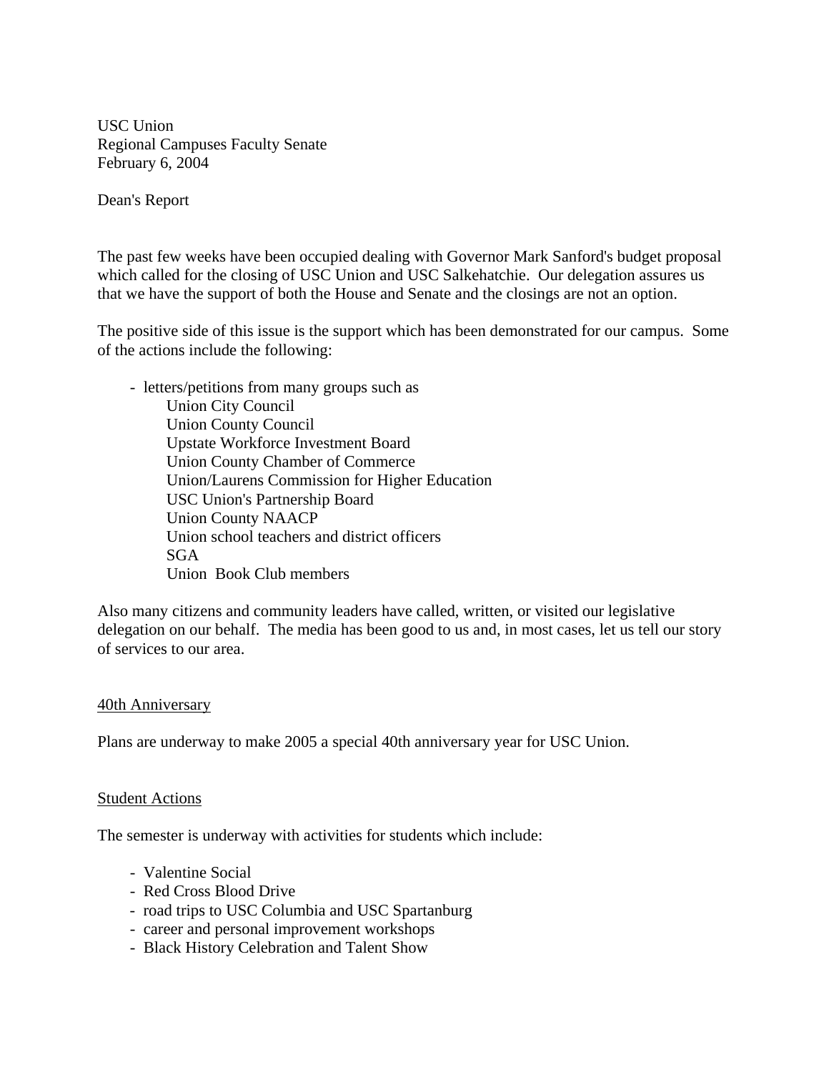USC Union
Regional Campuses Faculty Senate
February 6, 2004

Dean's Report

The past few weeks have been occupied dealing with Governor Mark Sanford's budget proposal which called for the closing of USC Union and USC Salkehatchie. Our delegation assures us that we have the support of both the House and Senate and the closings are not an option.

The positive side of this issue is the support which has been demonstrated for our campus. Some of the actions include the following:

- letters/petitions from many groups such as
  - Union City Council
  - Union County Council
  - Upstate Workforce Investment Board
  - Union County Chamber of Commerce
  - Union/Laurens Commission for Higher Education
  - USC Union's Partnership Board
  - Union County NAACP
  - Union school teachers and district officers
  - SGA
  - Union Book Club members

Also many citizens and community leaders have called, written, or visited our legislative delegation on our behalf. The media has been good to us and, in most cases, let us tell our story of services to our area.

## 40th Anniversary

Plans are underway to make 2005 a special 40th anniversary year for USC Union.

## Student Actions

The semester is underway with activities for students which include:

- Valentine Social
- Red Cross Blood Drive
- road trips to USC Columbia and USC Spartanburg
- career and personal improvement workshops
- Black History Celebration and Talent Show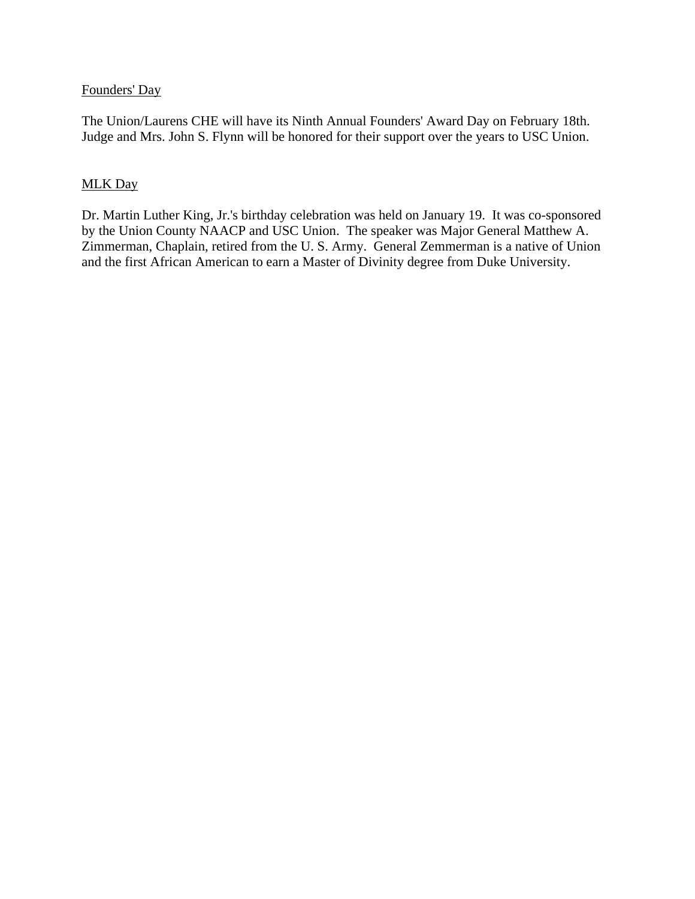Founders' Day

The Union/Laurens CHE will have its Ninth Annual Founders' Award Day on February 18th. Judge and Mrs. John S. Flynn will be honored for their support over the years to USC Union.

MLK Day

Dr. Martin Luther King, Jr.'s birthday celebration was held on January 19. It was co-sponsored by the Union County NAACP and USC Union. The speaker was Major General Matthew A. Zimmerman, Chaplain, retired from the U. S. Army. General Zemmerman is a native of Union and the first African American to earn a Master of Divinity degree from Duke University.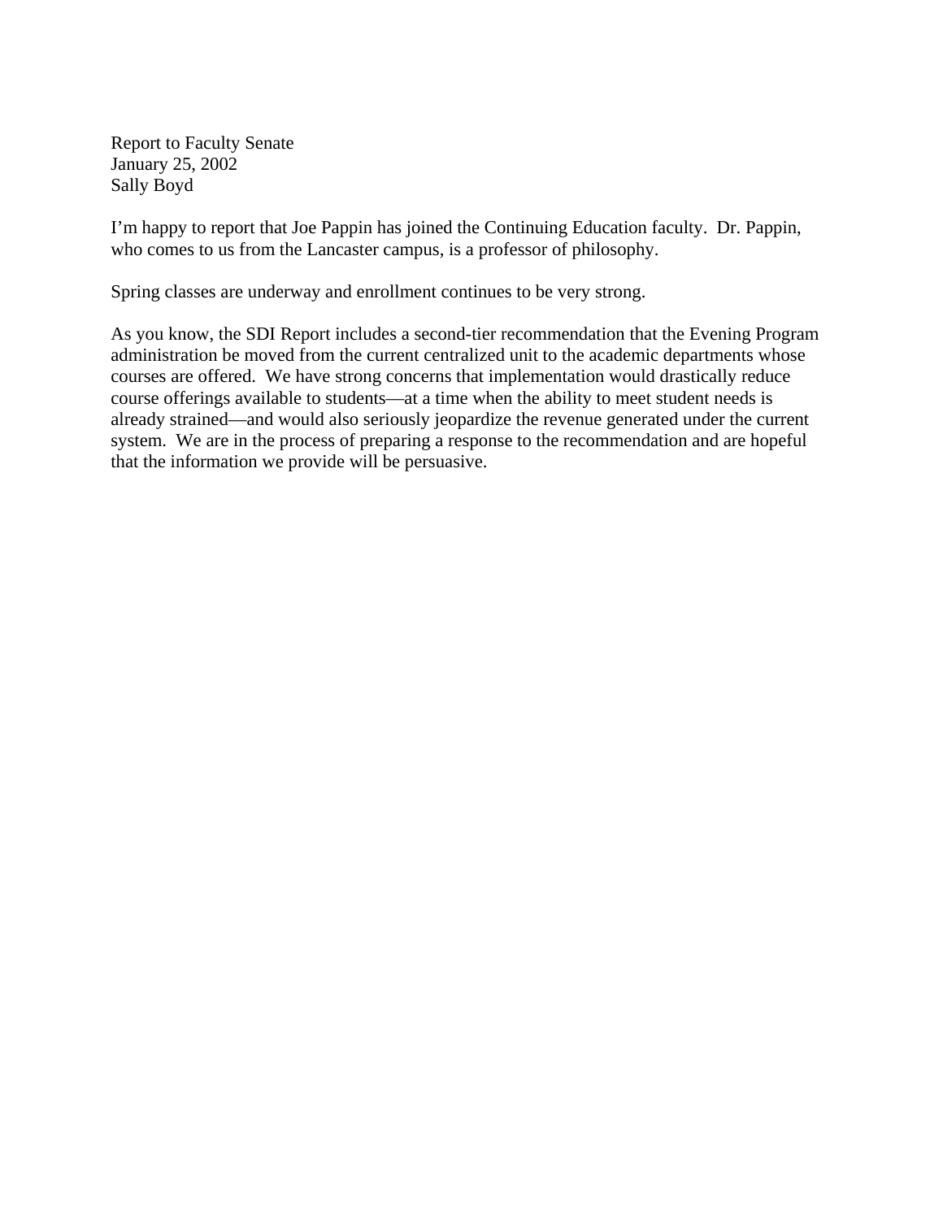Report to Faculty Senate
January 25, 2002
Sally Boyd

I'm happy to report that Joe Pappin has joined the Continuing Education faculty. Dr. Pappin, who comes to us from the Lancaster campus, is a professor of philosophy.

Spring classes are underway and enrollment continues to be very strong.

As you know, the SDI Report includes a second-tier recommendation that the Evening Program administration be moved from the current centralized unit to the academic departments whose courses are offered. We have strong concerns that implementation would drastically reduce course offerings available to students—at a time when the ability to meet student needs is already strained—and would also seriously jeopardize the revenue generated under the current system. We are in the process of preparing a response to the recommendation and are hopeful that the information we provide will be persuasive.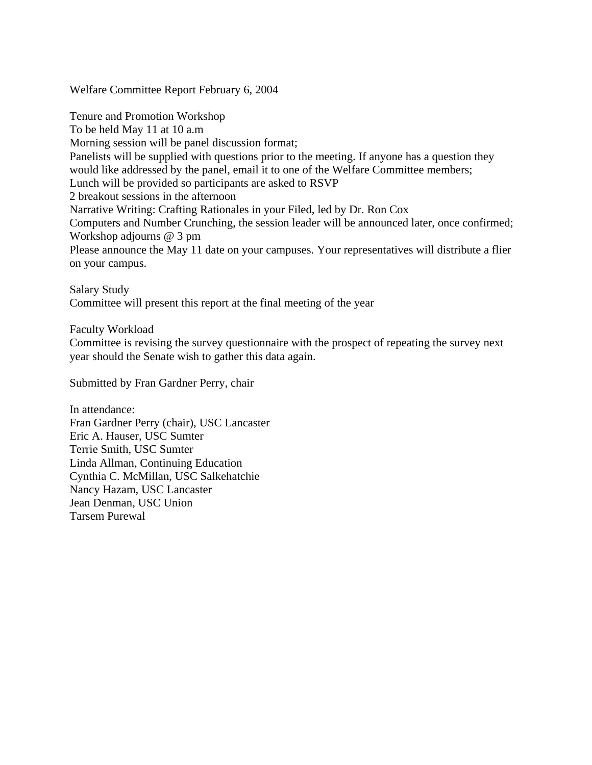Welfare Committee Report February 6, 2004

Tenure and Promotion Workshop
To be held May 11 at 10 a.m
Morning session will be panel discussion format;
Panelists will be supplied with questions prior to the meeting. If anyone has a question they would like addressed by the panel, email it to one of the Welfare Committee members;
Lunch will be provided so participants are asked to RSVP
2 breakout sessions in the afternoon
Narrative Writing: Crafting Rationales in your Filed, led by Dr. Ron Cox
Computers and Number Crunching, the session leader will be announced later, once confirmed;
Workshop adjourns @ 3 pm
Please announce the May 11 date on your campuses. Your representatives will distribute a flier on your campus.

Salary Study
Committee will present this report at the final meeting of the year

Faculty Workload
Committee is revising the survey questionnaire with the prospect of repeating the survey next year should the Senate wish to gather this data again.

Submitted by Fran Gardner Perry, chair

In attendance:
Fran Gardner Perry (chair), USC Lancaster
Eric A. Hauser, USC Sumter
Terrie Smith, USC Sumter
Linda Allman, Continuing Education
Cynthia C. McMillan, USC Salkehatchie
Nancy Hazam, USC Lancaster
Jean Denman, USC Union
Tarsem Purewal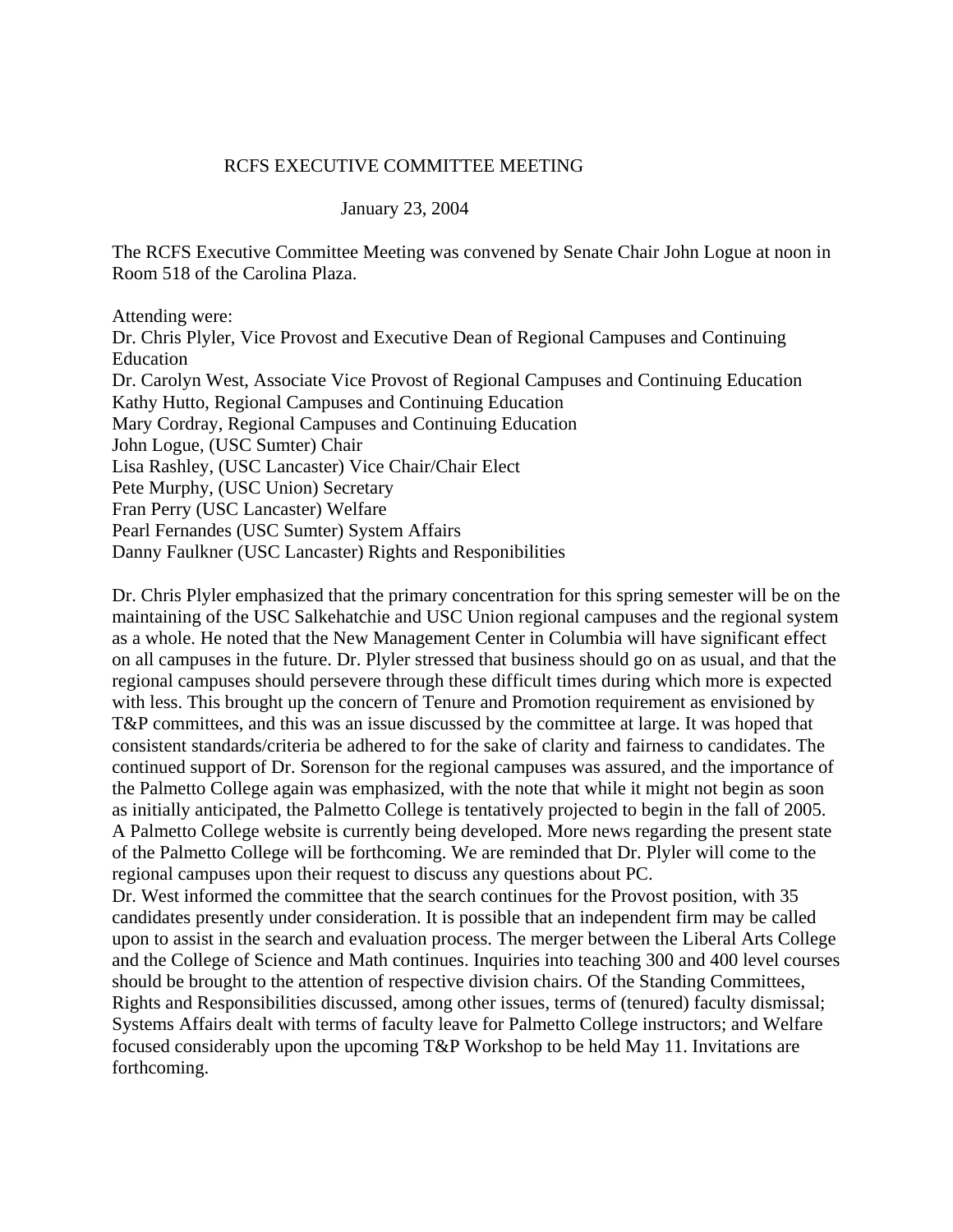# RCFS EXECUTIVE COMMITTEE MEETING

January 23, 2004

The RCFS Executive Committee Meeting was convened by Senate Chair John Logue at noon in Room 518 of the Carolina Plaza.

Attending were:
Dr. Chris Plyler, Vice Provost and Executive Dean of Regional Campuses and Continuing Education
Dr. Carolyn West, Associate Vice Provost of Regional Campuses and Continuing Education
Kathy Hutto, Regional Campuses and Continuing Education
Mary Cordray, Regional Campuses and Continuing Education
John Logue, (USC Sumter) Chair
Lisa Rashley, (USC Lancaster) Vice Chair/Chair Elect
Pete Murphy, (USC Union) Secretary
Fran Perry (USC Lancaster) Welfare
Pearl Fernandes (USC Sumter) System Affairs
Danny Faulkner (USC Lancaster) Rights and Responibilities

Dr. Chris Plyler emphasized that the primary concentration for this spring semester will be on the maintaining of the USC Salkehatchie and USC Union regional campuses and the regional system as a whole. He noted that the New Management Center in Columbia will have significant effect on all campuses in the future. Dr. Plyler stressed that business should go on as usual, and that the regional campuses should persevere through these difficult times during which more is expected with less. This brought up the concern of Tenure and Promotion requirement as envisioned by T&P committees, and this was an issue discussed by the committee at large. It was hoped that consistent standards/criteria be adhered to for the sake of clarity and fairness to candidates. The continued support of Dr. Sorenson for the regional campuses was assured, and the importance of the Palmetto College again was emphasized, with the note that while it might not begin as soon as initially anticipated, the Palmetto College is tentatively projected to begin in the fall of 2005. A Palmetto College website is currently being developed. More news regarding the present state of the Palmetto College will be forthcoming. We are reminded that Dr. Plyler will come to the regional campuses upon their request to discuss any questions about PC.
Dr. West informed the committee that the search continues for the Provost position, with 35 candidates presently under consideration. It is possible that an independent firm may be called upon to assist in the search and evaluation process. The merger between the Liberal Arts College and the College of Science and Math continues. Inquiries into teaching 300 and 400 level courses should be brought to the attention of respective division chairs. Of the Standing Committees, Rights and Responsibilities discussed, among other issues, terms of (tenured) faculty dismissal; Systems Affairs dealt with terms of faculty leave for Palmetto College instructors; and Welfare focused considerably upon the upcoming T&P Workshop to be held May 11. Invitations are forthcoming.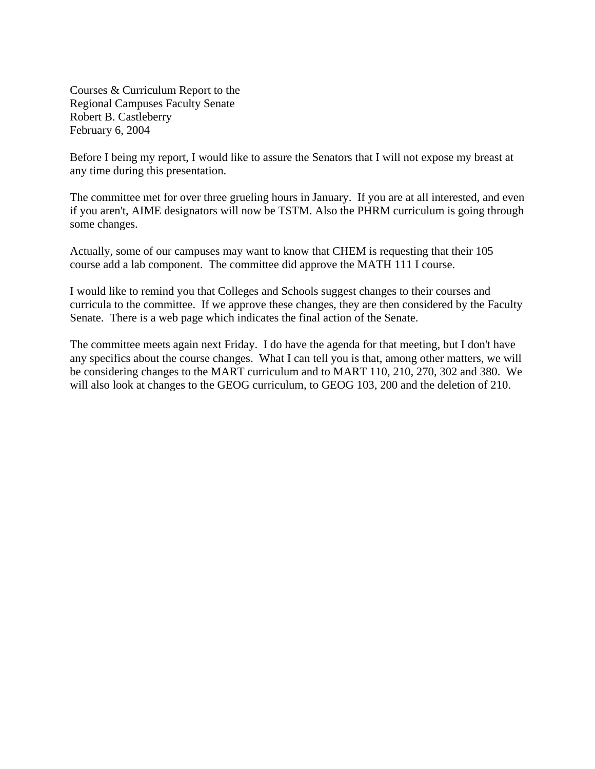Courses & Curriculum Report to the
Regional Campuses Faculty Senate
Robert B. Castleberry
February 6, 2004

Before I being my report, I would like to assure the Senators that I will not expose my breast at any time during this presentation.

The committee met for over three grueling hours in January. If you are at all interested, and even if you aren't, AIME designators will now be TSTM. Also the PHRM curriculum is going through some changes.

Actually, some of our campuses may want to know that CHEM is requesting that their 105 course add a lab component. The committee did approve the MATH 111 I course.

I would like to remind you that Colleges and Schools suggest changes to their courses and curricula to the committee. If we approve these changes, they are then considered by the Faculty Senate. There is a web page which indicates the final action of the Senate.

The committee meets again next Friday. I do have the agenda for that meeting, but I don't have any specifics about the course changes. What I can tell you is that, among other matters, we will be considering changes to the MART curriculum and to MART 110, 210, 270, 302 and 380. We will also look at changes to the GEOG curriculum, to GEOG 103, 200 and the deletion of 210.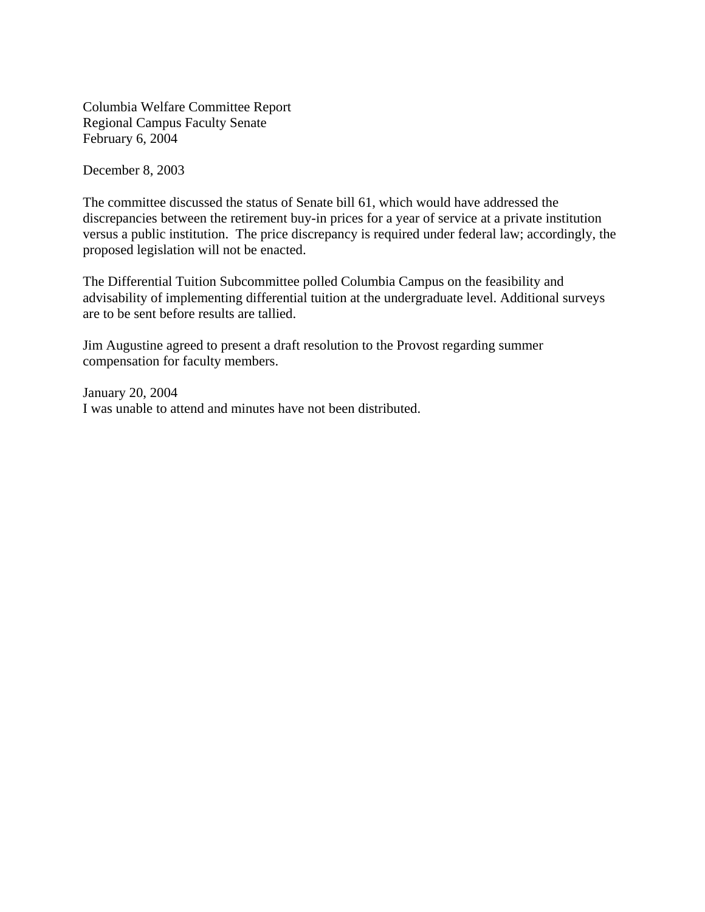Columbia Welfare Committee Report
Regional Campus Faculty Senate
February 6, 2004

December 8, 2003

The committee discussed the status of Senate bill 61, which would have addressed the discrepancies between the retirement buy-in prices for a year of service at a private institution versus a public institution. The price discrepancy is required under federal law; accordingly, the proposed legislation will not be enacted.

The Differential Tuition Subcommittee polled Columbia Campus on the feasibility and advisability of implementing differential tuition at the undergraduate level. Additional surveys are to be sent before results are tallied.

Jim Augustine agreed to present a draft resolution to the Provost regarding summer compensation for faculty members.

January 20, 2004
I was unable to attend and minutes have not been distributed.